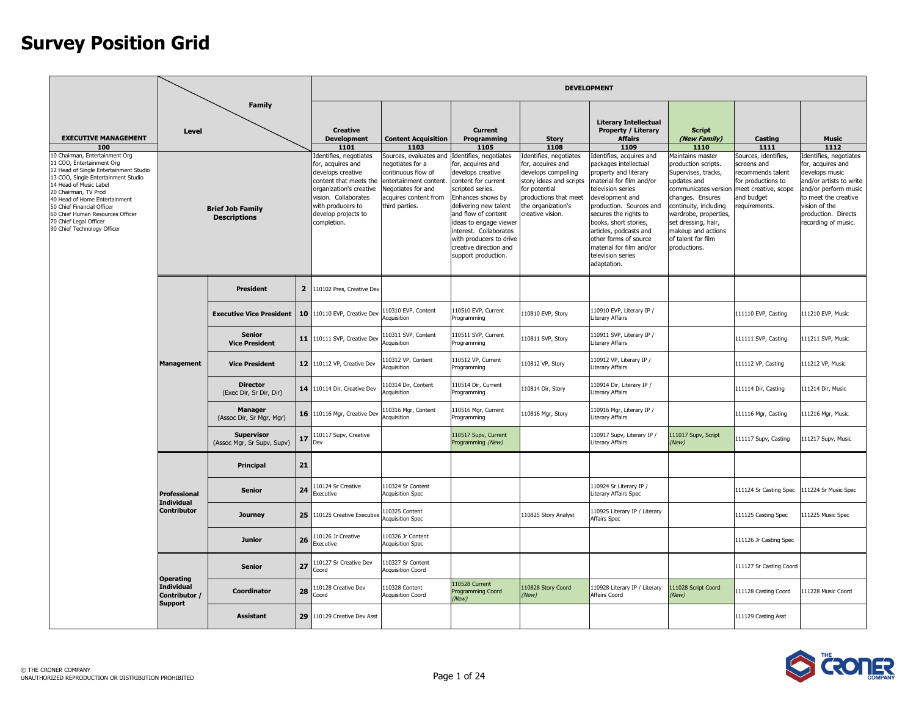# Survey Position Grid

| EXECUTIVE MANAGEMENT 100 | Level | Family | | DEVELOPMENT | | | | | | | |
|---|---|---|---|---|---|---|---|---|---|---|---|
| | | | | **Creative Development** 1101 | **Content Acquisition** 1103 | **Current Programming** 1105 | **Story** 1108 | **Literary Intellectual Property / Literary Affairs** 1109 | **Script** *(New Family)* 1110 | **Casting** 1111 | **Music** 1112 |
| 10 Chairman, Entertainment Org<br>11 COO, Entertainment Org<br>12 Head of Single Entertainment Studio<br>13 COO, Single Entertainment Studio<br>14 Head of Music Label<br>20 Chairman, TV Prod<br>40 Head of Home Entertainment<br>50 Chief Financial Officer<br>60 Chief Human Resources Officer<br>70 Chief Legal Officer<br>90 Chief Technology Officer | **Brief Job Family Descriptions** | | | Identifies, negotiates for, acquires and develops creative content that meets the organization's creative vision. Collaborates with producers to develop projects to completion. | Sources, evaluates and negotiates for a continuous flow of entertainment content. Negotiates for and acquires content from third parties. | Identifies, negotiates for, acquires and develops creative content for current scripted series. Enhances shows by delivering new talent and flow of content ideas to engage viewer interest. Collaborates with producers to drive creative direction and support production. | Identifies, negotiates for, acquires and develops compelling story ideas and scripts for potential productions that meet the organization's creative vision. | Identifies, acquires and packages intellectual property and literary material for film and/or television series development and production. Sources and secures the rights to books, short stories, articles, podcasts and other forms of source material for film and/or television series adaptation. | Maintains master production scripts. Supervises, tracks, updates and communicates version changes. Ensures continuity, including set dressing, hair, wardrobe, properties, makeup and actions of talent for film productions. | Sources, identifies, screens and recommends talent for productions to meet creative, scope and budget requirements. | Identifies, negotiates for, acquires and develops music and/or artists to write and/or perform music to meet the creative vision of the production. Directs recording of music. |
| | **Management** | **President** | **2** | 110102 Pres, Creative Dev | | | | | | | |
| | | **Executive Vice President** | **10** | 110110 EVP, Creative Dev | 110310 EVP, Content Acquisition | 110510 EVP, Current Programming | 110810 EVP, Story | 110910 EVP, Literary IP / Literary Affairs | | 111110 EVP, Casting | 111210 EVP, Music |
| | | **Senior Vice President** | **11** | 110111 SVP, Creative Dev | 110311 SVP, Content Acquisition | 110511 SVP, Current Programming | 110811 SVP, Story | 110911 SVP, Literary IP / Literary Affairs | | 111111 SVP, Casting | 111211 SVP, Music |
| | | **Vice President** | **12** | 110112 VP, Creative Dev | 110312 VP, Content Acquisition | 110512 VP, Current Programming | 110812 VP, Story | 110912 VP, Literary IP / Literary Affairs | | 111112 VP, Casting | 111212 VP, Music |
| | | **Director** (Exec Dir, Sr Dir, Dir) | **14** | 110114 Dir, Creative Dev | 110314 Dir, Content Acquisition | 110514 Dir, Current Programming | 110814 Dir, Story | 110914 Dir, Literary IP / Literary Affairs | | 111114 Dir, Casting | 111214 Dir, Music |
| | | **Manager** (Assoc Dir, Sr Mgr, Mgr) | **16** | 110116 Mgr, Creative Dev | 110316 Mgr, Content Acquisition | 110516 Mgr, Current Programming | 110816 Mgr, Story | 110916 Mgr, Literary IP / Literary Affairs | | 111116 Mgr, Casting | 111216 Mgr, Music |
| | | **Supervisor** (Assoc Mgr, Sr Supv, Supv) | **17** | 110117 Supv, Creative Dev | | 110517 Supv, Current Programming *(New)* | | 110917 Supv, Literary IP / Literary Affairs | 111017 Supv, Script *(New)* | 111117 Supv, Casting | 111217 Supv, Music |
| | **Professional Individual Contributor** | **Principal** | **21** | | | | | | | | |
| | | **Senior** | **24** | 110124 Sr Creative Executive | 110324 Sr Content Acquisition Spec | | | 110924 Sr Literary IP / Literary Affairs Spec | | 111124 Sr Casting Spec | 111224 Sr Music Spec |
| | | **Journey** | **25** | 110125 Creative Executive | 110325 Content Acquisition Spec | | 110825 Story Analyst | 110925 Literary IP / Literary Affairs Spec | | 111125 Casting Spec | 111225 Music Spec |
| | | **Junior** | **26** | 110126 Jr Creative Executive | 110326 Jr Content Acquisition Spec | | | | | 111126 Jr Casting Spec | |
| | **Operating Individual Contributor / Support** | **Senior** | **27** | 110127 Sr Creative Dev Coord | 110327 Sr Content Acquisition Coord | | | | | 111127 Sr Casting Coord | |
| | | **Coordinator** | **28** | 110128 Creative Dev Coord | 110328 Content Acquisition Coord | 110528 Current Programming Coord *(New)* | 110828 Story Coord *(New)* | 110928 Literary IP / Literary Affairs Coord | 111028 Script Coord *(New)* | 111128 Casting Coord | 111228 Music Coord |
| | | **Assistant** | **29** | 110129 Creative Dev Asst | | | | | | 111129 Casting Asst | |

© THE CRONER COMPANY
UNAUTHORIZED REPRODUCTION OR DISTRIBUTION PROHIBITED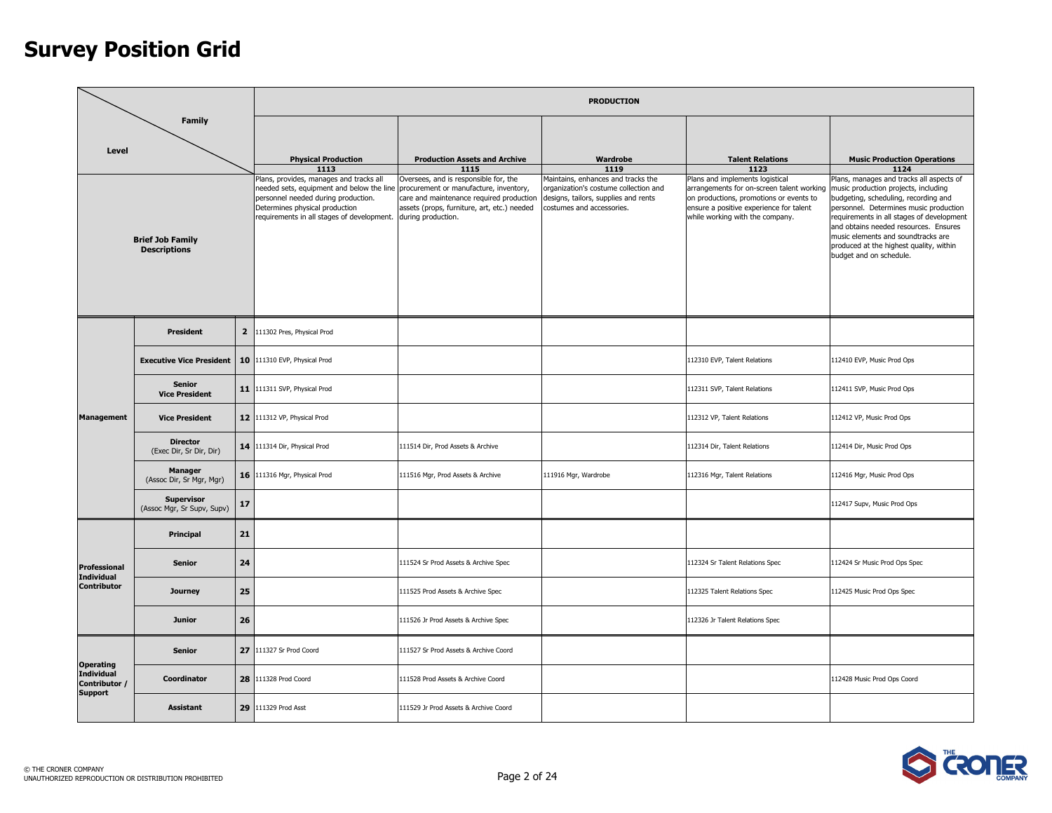# Survey Position Grid

| Level | | | PRODUCTION | | | | |
|---|---|---|---|---|---|---|---|
| | Family | | **Physical Production** 1113 | **Production Assets and Archive** 1115 | **Wardrobe** 1119 | **Talent Relations** 1123 | **Music Production Operations** 1124 |
| **Brief Job Family Descriptions** | | | Plans, provides, manages and tracks all needed sets, equipment and below the line personnel needed during production. Determines physical production requirements in all stages of development. | Oversees, and is responsible for, the procurement or manufacture, inventory, care and maintenance required production assets (props, furniture, art, etc.) needed during production. | Maintains, enhances and tracks the organization's costume collection and designs, tailors, supplies and rents costumes and accessories. | Plans and implements logistical arrangements for on-screen talent working on productions, promotions or events to ensure a positive experience for talent while working with the company. | Plans, manages and tracks all aspects of music production projects, including budgeting, scheduling, recording and personnel. Determines music production requirements in all stages of development and obtains needed resources. Ensures music elements and soundtracks are produced at the highest quality, within budget and on schedule. |
| **Management** | **President** | **2** | 111302 Pres, Physical Prod | | | | |
| | **Executive Vice President** | **10** | 111310 EVP, Physical Prod | | | 112310 EVP, Talent Relations | 112410 EVP, Music Prod Ops |
| | **Senior Vice President** | **11** | 111311 SVP, Physical Prod | | | 112311 SVP, Talent Relations | 112411 SVP, Music Prod Ops |
| | **Vice President** | **12** | 111312 VP, Physical Prod | | | 112312 VP, Talent Relations | 112412 VP, Music Prod Ops |
| | **Director** (Exec Dir, Sr Dir, Dir) | **14** | 111314 Dir, Physical Prod | 111514 Dir, Prod Assets & Archive | | 112314 Dir, Talent Relations | 112414 Dir, Music Prod Ops |
| | **Manager** (Assoc Dir, Sr Mgr, Mgr) | **16** | 111316 Mgr, Physical Prod | 111516 Mgr, Prod Assets & Archive | 111916 Mgr, Wardrobe | 112316 Mgr, Talent Relations | 112416 Mgr, Music Prod Ops |
| | **Supervisor** (Assoc Mgr, Sr Supv, Supv) | **17** | | | | | 112417 Supv, Music Prod Ops |
| **Professional Individual Contributor** | **Principal** | **21** | | | | | |
| | **Senior** | **24** | | 111524 Sr Prod Assets & Archive Spec | | 112324 Sr Talent Relations Spec | 112424 Sr Music Prod Ops Spec |
| | **Journey** | **25** | | 111525 Prod Assets & Archive Spec | | 112325 Talent Relations Spec | 112425 Music Prod Ops Spec |
| | **Junior** | **26** | | 111526 Jr Prod Assets & Archive Spec | | 112326 Jr Talent Relations Spec | |
| **Operating Individual Contributor / Support** | **Senior** | **27** | 111327 Sr Prod Coord | 111527 Sr Prod Assets & Archive Coord | | | |
| | **Coordinator** | **28** | 111328 Prod Coord | 111528 Prod Assets & Archive Coord | | | 112428 Music Prod Ops Coord |
| | **Assistant** | **29** | 111329 Prod Asst | 111529 Jr Prod Assets & Archive Coord | | | |

© THE CRONER COMPANY
UNAUTHORIZED REPRODUCTION OR DISTRIBUTION PROHIBITED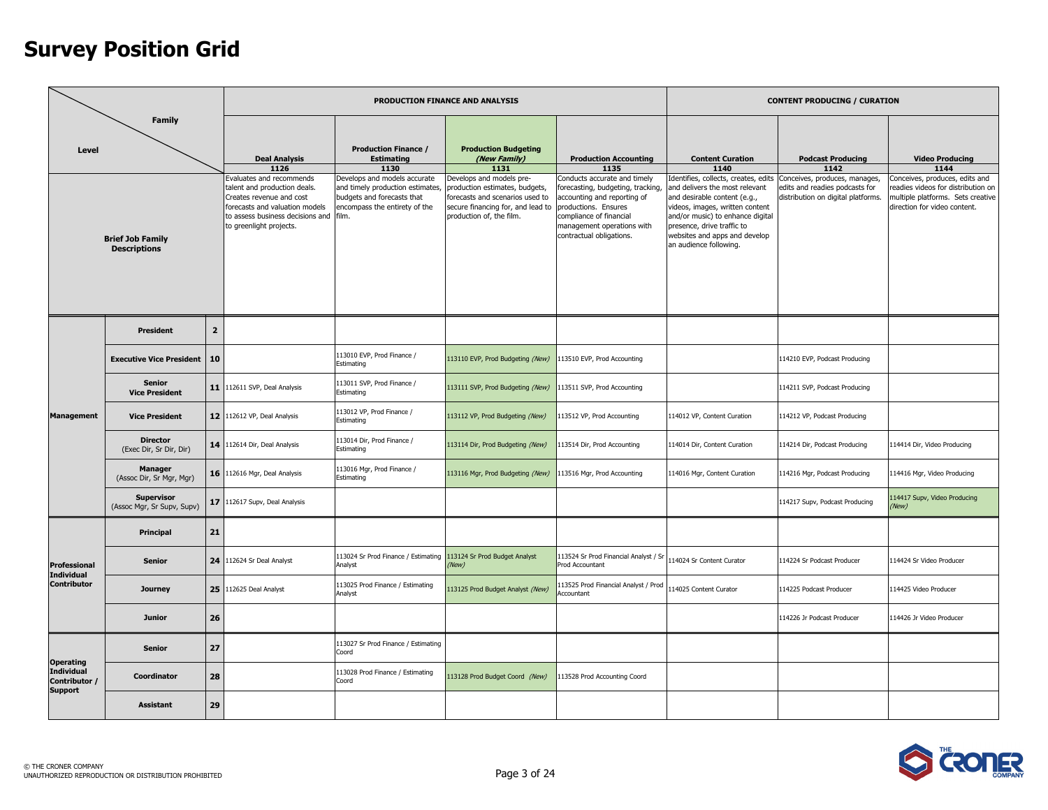# Survey Position Grid

| Level / Family | | | PRODUCTION FINANCE AND ANALYSIS | | | | CONTENT PRODUCING / CURATION | | |
|---|---|---|---|---|---|---|---|---|---|
| | | | **Deal Analysis** 1126 | **Production Finance / Estimating** 1130 | **Production Budgeting** *(New Family)* 1131 | **Production Accounting** 1135 | **Content Curation** 1140 | **Podcast Producing** 1142 | **Video Producing** 1144 |
| **Brief Job Family Descriptions** | | | Evaluates and recommends talent and production deals. Creates revenue and cost forecasts and valuation models to assess business decisions and to greenlight projects. | Develops and models accurate and timely production estimates, budgets and forecasts that encompass the entirety of the film. | Develops and models pre-production estimates, budgets, forecasts and scenarios used to secure financing for, and lead to production of, the film. | Conducts accurate and timely forecasting, budgeting, tracking, accounting and reporting of productions. Ensures compliance of financial management operations with contractual obligations. | Identifies, collects, creates, edits and delivers the most relevant and desirable content (e.g., videos, images, written content and/or music) to enhance digital presence, drive traffic to websites and apps and develop an audience following. | Conceives, produces, manages, edits and readies podcasts for distribution on digital platforms. | Conceives, produces, edits and readies videos for distribution on multiple platforms. Sets creative direction for video content. |
| **Management** | **President** | **2** | | | | | | | |
| | **Executive Vice President** | **10** | | 113010 EVP, Prod Finance / Estimating | 113110 EVP, Prod Budgeting *(New)* | 113510 EVP, Prod Accounting | | 114210 EVP, Podcast Producing | |
| | **Senior Vice President** | **11** | 112611 SVP, Deal Analysis | 113011 SVP, Prod Finance / Estimating | 113111 SVP, Prod Budgeting *(New)* | 113511 SVP, Prod Accounting | | 114211 SVP, Podcast Producing | |
| | **Vice President** | **12** | 112612 VP, Deal Analysis | 113012 VP, Prod Finance / Estimating | 113112 VP, Prod Budgeting *(New)* | 113512 VP, Prod Accounting | 114012 VP, Content Curation | 114212 VP, Podcast Producing | |
| | **Director** (Exec Dir, Sr Dir, Dir) | **14** | 112614 Dir, Deal Analysis | 113014 Dir, Prod Finance / Estimating | 113114 Dir, Prod Budgeting *(New)* | 113514 Dir, Prod Accounting | 114014 Dir, Content Curation | 114214 Dir, Podcast Producing | 114414 Dir, Video Producing |
| | **Manager** (Assoc Dir, Sr Mgr, Mgr) | **16** | 112616 Mgr, Deal Analysis | 113016 Mgr, Prod Finance / Estimating | 113116 Mgr, Prod Budgeting *(New)* | 113516 Mgr, Prod Accounting | 114016 Mgr, Content Curation | 114216 Mgr, Podcast Producing | 114416 Mgr, Video Producing |
| | **Supervisor** (Assoc Mgr, Sr Supv, Supv) | **17** | 112617 Supv, Deal Analysis | | | | | 114217 Supv, Podcast Producing | 114417 Supv, Video Producing *(New)* |
| **Professional Individual Contributor** | **Principal** | **21** | | | | | | | |
| | **Senior** | **24** | 112624 Sr Deal Analyst | 113024 Sr Prod Finance / Estimating Analyst | 113124 Sr Prod Budget Analyst *(New)* | 113524 Sr Prod Financial Analyst / Sr Prod Accountant | 114024 Sr Content Curator | 114224 Sr Podcast Producer | 114424 Sr Video Producer |
| | **Journey** | **25** | 112625 Deal Analyst | 113025 Prod Finance / Estimating Analyst | 113125 Prod Budget Analyst *(New)* | 113525 Prod Financial Analyst / Prod Accountant | 114025 Content Curator | 114225 Podcast Producer | 114425 Video Producer |
| | **Junior** | **26** | | | | | | 114226 Jr Podcast Producer | 114426 Jr Video Producer |
| **Operating Individual Contributor / Support** | **Senior** | **27** | | 113027 Sr Prod Finance / Estimating Coord | | | | | |
| | **Coordinator** | **28** | | 113028 Prod Finance / Estimating Coord | 113128 Prod Budget Coord *(New)* | 113528 Prod Accounting Coord | | | |
| | **Assistant** | **29** | | | | | | | |

© THE CRONER COMPANY
UNAUTHORIZED REPRODUCTION OR DISTRIBUTION PROHIBITED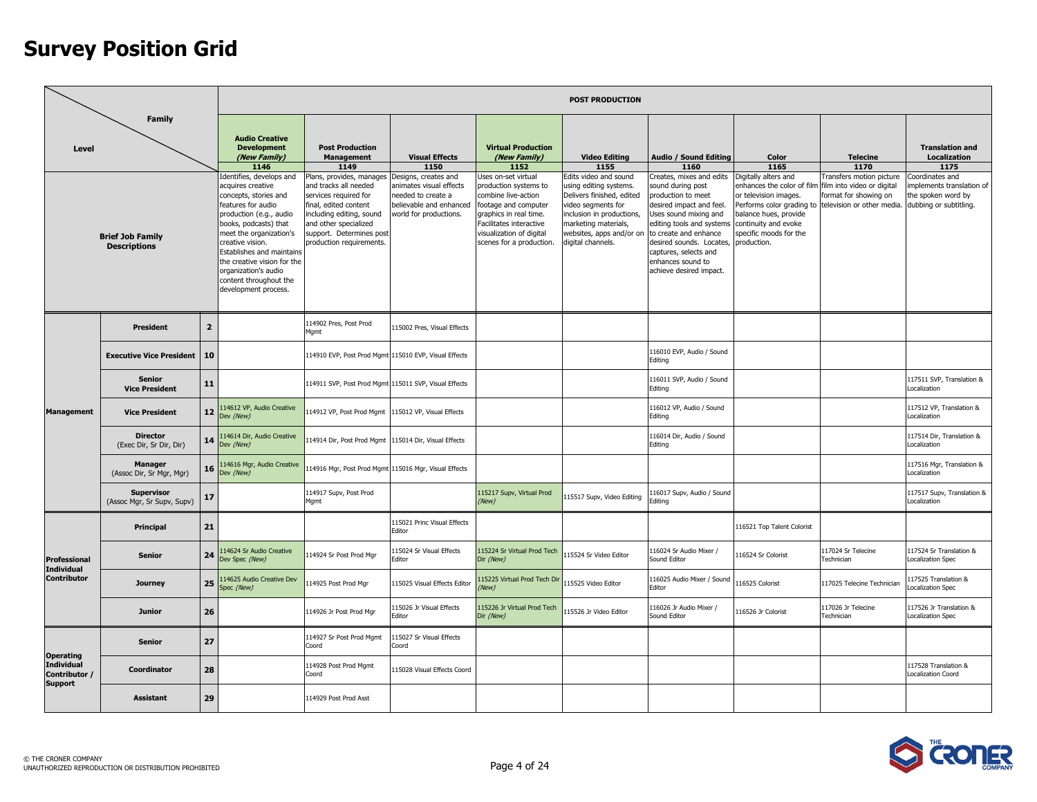# Survey Position Grid

| Level | | | POST PRODUCTION | | | | | | | | |
|---|---|---|---|---|---|---|---|---|---|---|---|
| Level \ Family | | | **Audio Creative Development** *(New Family)* 1146 | **Post Production Management** 1149 | **Visual Effects** 1150 | **Virtual Production** *(New Family)* 1152 | **Video Editing** 1155 | **Audio / Sound Editing** 1160 | **Color** 1165 | **Telecine** 1170 | **Translation and Localization** 1175 |
| **Brief Job Family Descriptions** | | | Identifies, develops and acquires creative concepts, stories and features for audio production (e.g., audio books, podcasts) that meet the organization's creative vision. Establishes and maintains the creative vision for the organization's audio content throughout the development process. | Plans, provides, manages and tracks all needed services required for final, edited content including editing, sound and other specialized support. Determines post production requirements. | Designs, creates and animates visual effects needed to create a believable and enhanced world for productions. | Uses on-set virtual production systems to combine live-action footage and computer graphics in real time. Facilitates interactive visualization of digital scenes for a production. | Edits video and sound using editing systems. Delivers finished, edited video segments for inclusion in productions, marketing materials, websites, apps and/or on digital channels. | Creates, mixes and edits sound during post production to meet desired impact and feel. Uses sound mixing and editing tools and systems to create and enhance desired sounds. Locates, captures, selects and enhances sound to achieve desired impact. | Digitally alters and enhances the color of film or television images. Performs color grading to balance hues, provide continuity and evoke specific moods for the production. | Transfers motion picture film into video or digital format for showing on television or other media. | Coordinates and implements translation of the spoken word by dubbing or subtitling. |
| **Management** | **President** | **2** | | 114902 Pres, Post Prod Mgmt | 115002 Pres, Visual Effects | | | | | | |
| | **Executive Vice President** | **10** | | 114910 EVP, Post Prod Mgmt | 115010 EVP, Visual Effects | | | 116010 EVP, Audio / Sound Editing | | | |
| | **Senior Vice President** | **11** | | 114911 SVP, Post Prod Mgmt | 115011 SVP, Visual Effects | | | 116011 SVP, Audio / Sound Editing | | | 117511 SVP, Translation & Localization |
| | **Vice President** | **12** | 114612 VP, Audio Creative Dev *(New)* | 114912 VP, Post Prod Mgmt | 115012 VP, Visual Effects | | | 116012 VP, Audio / Sound Editing | | | 117512 VP, Translation & Localization |
| | **Director** (Exec Dir, Sr Dir, Dir) | **14** | 114614 Dir, Audio Creative Dev *(New)* | 114914 Dir, Post Prod Mgmt | 115014 Dir, Visual Effects | | | 116014 Dir, Audio / Sound Editing | | | 117514 Dir, Translation & Localization |
| | **Manager** (Assoc Dir, Sr Mgr, Mgr) | **16** | 114616 Mgr, Audio Creative Dev *(New)* | 114916 Mgr, Post Prod Mgmt | 115016 Mgr, Visual Effects | | | | | | 117516 Mgr, Translation & Localization |
| | **Supervisor** (Assoc Mgr, Sr Supv, Supv) | **17** | | 114917 Supv, Post Prod Mgmt | | 115217 Supv, Virtual Prod *(New)* | 115517 Supv, Video Editing | 116017 Supv, Audio / Sound Editing | | | 117517 Supv, Translation & Localization |
| **Professional Individual Contributor** | **Principal** | **21** | | | 115021 Princ Visual Effects Editor | | | | 116521 Top Talent Colorist | | |
| | **Senior** | **24** | 114624 Sr Audio Creative Dev Spec *(New)* | 114924 Sr Post Prod Mgr | 115024 Sr Visual Effects Editor | 115224 Sr Virtual Prod Tech Dir *(New)* | 115524 Sr Video Editor | 116024 Sr Audio Mixer / Sound Editor | 116524 Sr Colorist | 117024 Sr Telecine Technician | 117524 Sr Translation & Localization Spec |
| | **Journey** | **25** | 114625 Audio Creative Dev Spec *(New)* | 114925 Post Prod Mgr | 115025 Visual Effects Editor | 115225 Virtual Prod Tech Dir *(New)* | 115525 Video Editor | 116025 Audio Mixer / Sound Editor | 116525 Colorist | 117025 Telecine Technician | 117525 Translation & Localization Spec |
| | **Junior** | **26** | | 114926 Jr Post Prod Mgr | 115026 Jr Visual Effects Editor | 115226 Jr Virtual Prod Tech Dir *(New)* | 115526 Jr Video Editor | 116026 Jr Audio Mixer / Sound Editor | 116526 Jr Colorist | 117026 Jr Telecine Technician | 117526 Jr Translation & Localization Spec |
| **Operating Individual Contributor / Support** | **Senior** | **27** | | 114927 Sr Post Prod Mgmt Coord | 115027 Sr Visual Effects Coord | | | | | | |
| | **Coordinator** | **28** | | 114928 Post Prod Mgmt Coord | 115028 Visual Effects Coord | | | | | | 117528 Translation & Localization Coord |
| | **Assistant** | **29** | | 114929 Post Prod Asst | | | | | | | |

© THE CRONER COMPANY
UNAUTHORIZED REPRODUCTION OR DISTRIBUTION PROHIBITED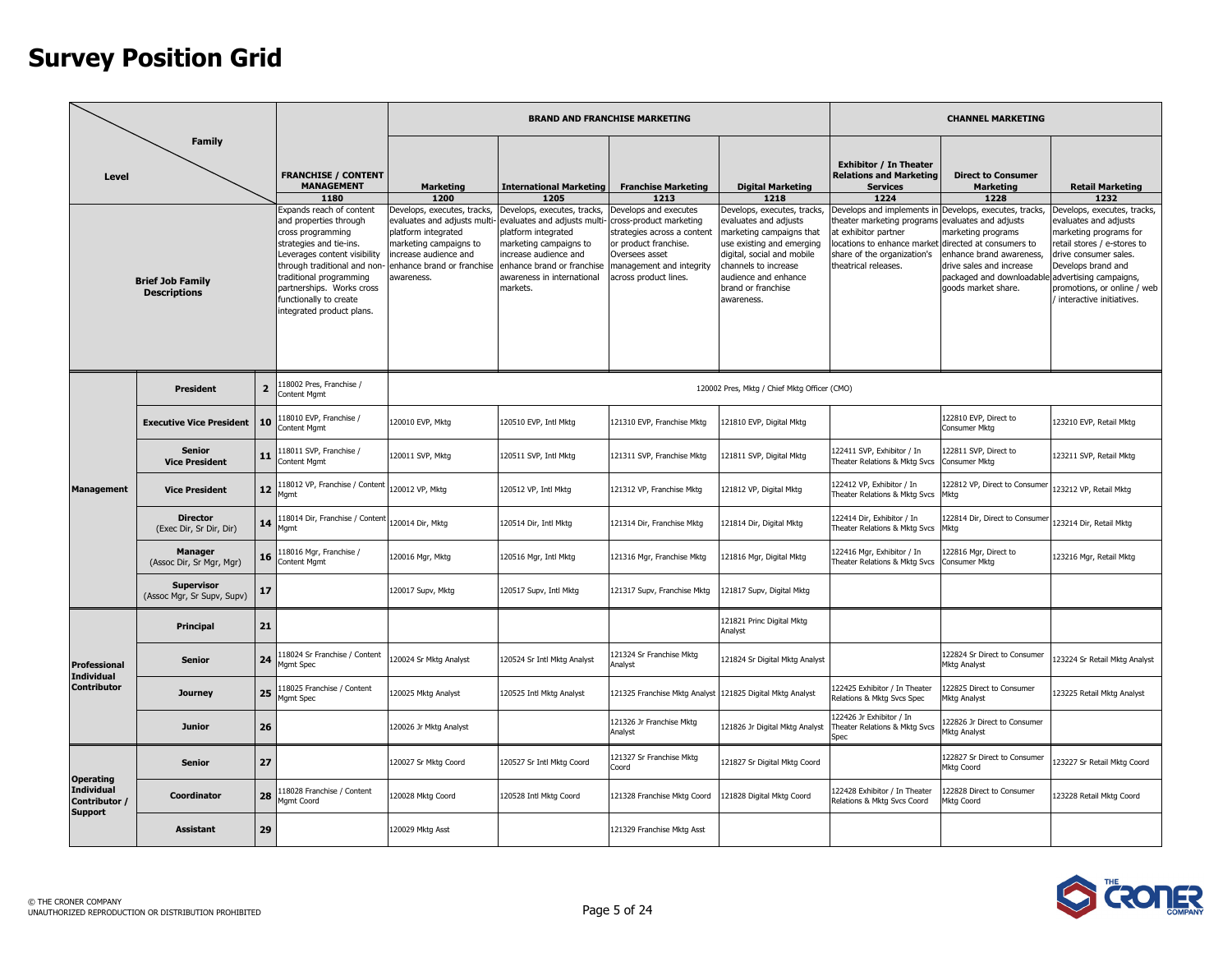# Survey Position Grid

| Level | Family | | FRANCHISE / CONTENT MANAGEMENT 1180 | BRAND AND FRANCHISE MARKETING: Marketing 1200 | International Marketing 1205 | Franchise Marketing 1213 | Digital Marketing 1218 | CHANNEL MARKETING: Exhibitor / In Theater Relations and Marketing Services 1224 | Direct to Consumer Marketing 1228 | Retail Marketing 1232 |
|---|---|---|---|---|---|---|---|---|---|---|
| Brief Job Family Descriptions | | | Expands reach of content and properties through cross programming strategies and tie-ins. Leverages content visibility through traditional and non-traditional programming partnerships. Works cross functionally to create integrated product plans. | Develops, executes, tracks, evaluates and adjusts multi-platform integrated marketing campaigns to increase audience and enhance brand or franchise awareness. | Develops, executes, tracks, evaluates and adjusts multi-platform integrated marketing campaigns to increase audience and enhance brand or franchise awareness in international markets. | Develops and executes cross-product marketing strategies across a content or product franchise. Oversees asset management and integrity across product lines. | Develops, executes, tracks, evaluates and adjusts marketing campaigns that use existing and emerging digital, social and mobile channels to increase audience and enhance brand or franchise awareness. | Develops and implements in theater marketing programs at exhibitor partner locations to enhance market share of the organization's theatrical releases. | Develops, executes, tracks, evaluates and adjusts marketing programs directed at consumers to enhance brand awareness, drive sales and increase packaged and downloadable goods market share. | Develops, executes, tracks, evaluates and adjusts marketing programs for retail stores / e-stores to drive consumer sales. Develops brand and advertising campaigns, promotions, or online / web / interactive initiatives. |
| Management | President | 2 | 118002 Pres, Franchise / Content Mgmt | 120002 Pres, Mktg / Chief Mktg Officer (CMO) | | | | | | |
| | Executive Vice President | 10 | 118010 EVP, Franchise / Content Mgmt | 120010 EVP, Mktg | 120510 EVP, Intl Mktg | 121310 EVP, Franchise Mktg | 121810 EVP, Digital Mktg | | 122810 EVP, Direct to Consumer Mktg | 123210 EVP, Retail Mktg |
| | Senior Vice President | 11 | 118011 SVP, Franchise / Content Mgmt | 120011 SVP, Mktg | 120511 SVP, Intl Mktg | 121311 SVP, Franchise Mktg | 121811 SVP, Digital Mktg | 122411 SVP, Exhibitor / In Theater Relations & Mktg Svcs | 122811 SVP, Direct to Consumer Mktg | 123211 SVP, Retail Mktg |
| | Vice President | 12 | 118012 VP, Franchise / Content Mgmt | 120012 VP, Mktg | 120512 VP, Intl Mktg | 121312 VP, Franchise Mktg | 121812 VP, Digital Mktg | 122412 VP, Exhibitor / In Theater Relations & Mktg Svcs | 122812 VP, Direct to Consumer Mktg | 123212 VP, Retail Mktg |
| | Director (Exec Dir, Sr Dir, Dir) | 14 | 118014 Dir, Franchise / Content Mgmt | 120014 Dir, Mktg | 120514 Dir, Intl Mktg | 121314 Dir, Franchise Mktg | 121814 Dir, Digital Mktg | 122414 Dir, Exhibitor / In Theater Relations & Mktg Svcs | 122814 Dir, Direct to Consumer Mktg | 123214 Dir, Retail Mktg |
| | Manager (Assoc Dir, Sr Mgr, Mgr) | 16 | 118016 Mgr, Franchise / Content Mgmt | 120016 Mgr, Mktg | 120516 Mgr, Intl Mktg | 121316 Mgr, Franchise Mktg | 121816 Mgr, Digital Mktg | 122416 Mgr, Exhibitor / In Theater Relations & Mktg Svcs | 122816 Mgr, Direct to Consumer Mktg | 123216 Mgr, Retail Mktg |
| | Supervisor (Assoc Mgr, Sr Supv, Supv) | 17 | | 120017 Supv, Mktg | 120517 Supv, Intl Mktg | 121317 Supv, Franchise Mktg | 121817 Supv, Digital Mktg | | | |
| Professional Individual Contributor | Principal | 21 | | | | | 121821 Princ Digital Mktg Analyst | | | |
| | Senior | 24 | 118024 Sr Franchise / Content Mgmt Spec | 120024 Sr Mktg Analyst | 120524 Sr Intl Mktg Analyst | 121324 Sr Franchise Mktg Analyst | 121824 Sr Digital Mktg Analyst | | 122824 Sr Direct to Consumer Mktg Analyst | 123224 Sr Retail Mktg Analyst |
| | Journey | 25 | 118025 Franchise / Content Mgmt Spec | 120025 Mktg Analyst | 120525 Intl Mktg Analyst | 121325 Franchise Mktg Analyst | 121825 Digital Mktg Analyst | 122425 Exhibitor / In Theater Relations & Mktg Svcs Spec | 122825 Direct to Consumer Mktg Analyst | 123225 Retail Mktg Analyst |
| | Junior | 26 | | 120026 Jr Mktg Analyst | | 121326 Jr Franchise Mktg Analyst | 121826 Jr Digital Mktg Analyst | 122426 Jr Exhibitor / In Theater Relations & Mktg Svcs Spec | 122826 Jr Direct to Consumer Mktg Analyst | |
| Operating Individual Contributor / Support | Senior | 27 | | 120027 Sr Mktg Coord | 120527 Sr Intl Mktg Coord | 121327 Sr Franchise Mktg Coord | 121827 Sr Digital Mktg Coord | | 122827 Sr Direct to Consumer Mktg Coord | 123227 Sr Retail Mktg Coord |
| | Coordinator | 28 | 118028 Franchise / Content Mgmt Coord | 120028 Mktg Coord | 120528 Intl Mktg Coord | 121328 Franchise Mktg Coord | 121828 Digital Mktg Coord | 122428 Exhibitor / In Theater Relations & Mktg Svcs Coord | 122828 Direct to Consumer Mktg Coord | 123228 Retail Mktg Coord |
| | Assistant | 29 | | 120029 Mktg Asst | | 121329 Franchise Mktg Asst | | | | |

© THE CRONER COMPANY
UNAUTHORIZED REPRODUCTION OR DISTRIBUTION PROHIBITED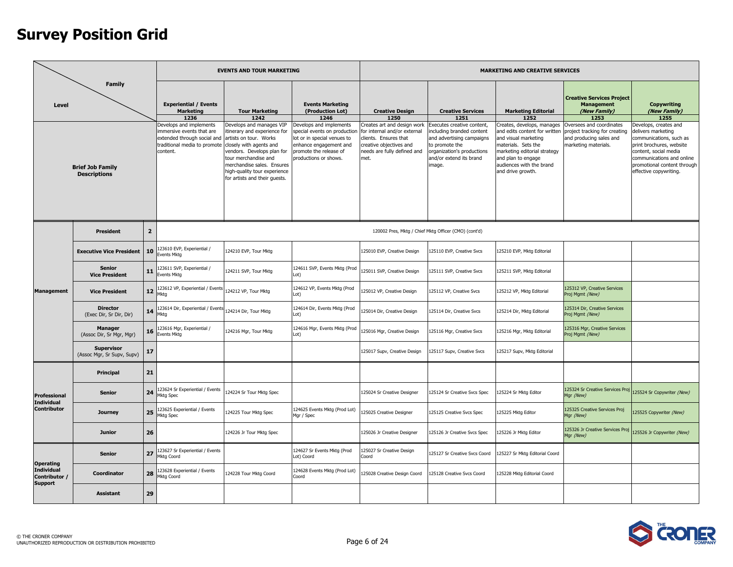# Survey Position Grid

| Level / Family | | | EVENTS AND TOUR MARKETING | | | MARKETING AND CREATIVE SERVICES | | | | |
|---|---|---|---|---|---|---|---|---|---|---|
| | | | **Experiential / Events Marketing** 1236 | **Tour Marketing** 1242 | **Events Marketing (Production Lot)** 1246 | **Creative Design** 1250 | **Creative Services** 1251 | **Marketing Editorial** 1252 | **Creative Services Project Management** *(New Family)* 1253 | **Copywriting** *(New Family)* 1255 |
| **Brief Job Family Descriptions** | | | Develops and implements immersive events that are extended through social and traditional media to promote content. | Develops and manages VIP itinerary and experience for artists on tour. Works closely with agents and vendors. Develops plan for tour merchandise and merchandise sales. Ensures high-quality tour experience for artists and their guests. | Develops and implements special events on production lot or in special venues to enhance engagement and promote the release of productions or shows. | Creates art and design work for internal and/or external clients. Ensures that creative objectives and needs are fully defined and met. | Executes creative content, including branded content and advertising campaigns to promote the organization's productions and/or extend its brand image. | Creates, develops, manages and edits content for written and visual marketing materials. Sets the marketing editorial strategy and plan to engage audiences with the brand and drive growth. | Oversees and coordinates project tracking for creating and producing sales and marketing materials. | Develops, creates and delivers marketing communications, such as print brochures, website content, social media communications and online promotional content through effective copywriting. |
| **Management** | **President** | **2** | 120002 Pres, Mktg / Chief Mktg Officer (CMO) (cont'd) | | | | | | | |
| | **Executive Vice President** | **10** | 123610 EVP, Experiential / Events Mktg | 124210 EVP, Tour Mktg | | 125010 EVP, Creative Design | 125110 EVP, Creative Svcs | 125210 EVP, Mktg Editorial | | |
| | **Senior Vice President** | **11** | 123611 SVP, Experiential / Events Mktg | 124211 SVP, Tour Mktg | 124611 SVP, Events Mktg (Prod Lot) | 125011 SVP, Creative Design | 125111 SVP, Creative Svcs | 125211 SVP, Mktg Editorial | | |
| | **Vice President** | **12** | 123612 VP, Experiential / Events Mktg | 124212 VP, Tour Mktg | 124612 VP, Events Mktg (Prod Lot) | 125012 VP, Creative Design | 125112 VP, Creative Svcs | 125212 VP, Mktg Editorial | 125312 VP, Creative Services Proj Mgmt *(New)* | |
| | **Director** (Exec Dir, Sr Dir, Dir) | **14** | 123614 Dir, Experiential / Events Mktg | 124214 Dir, Tour Mktg | 124614 Dir, Events Mktg (Prod Lot) | 125014 Dir, Creative Design | 125114 Dir, Creative Svcs | 125214 Dir, Mktg Editorial | 125314 Dir, Creative Services Proj Mgmt *(New)* | |
| | **Manager** (Assoc Dir, Sr Mgr, Mgr) | **16** | 123616 Mgr, Experiential / Events Mktg | 124216 Mgr, Tour Mktg | 124616 Mgr, Events Mktg (Prod Lot) | 125016 Mgr, Creative Design | 125116 Mgr, Creative Svcs | 125216 Mgr, Mktg Editorial | 125316 Mgr, Creative Services Proj Mgmt *(New)* | |
| | **Supervisor** (Assoc Mgr, Sr Supv, Supv) | **17** | | | | 125017 Supv, Creative Design | 125117 Supv, Creative Svcs | 125217 Supv, Mktg Editorial | | |
| **Professional Individual Contributor** | **Principal** | **21** | | | | | | | | |
| | **Senior** | **24** | 123624 Sr Experiential / Events Mktg Spec | 124224 Sr Tour Mktg Spec | | 125024 Sr Creative Designer | 125124 Sr Creative Svcs Spec | 125224 Sr Mktg Editor | 125324 Sr Creative Services Proj Mgr *(New)* | 125524 Sr Copywriter *(New)* |
| | **Journey** | **25** | 123625 Experiential / Events Mktg Spec | 124225 Tour Mktg Spec | 124625 Events Mktg (Prod Lot) Mgr / Spec | 125025 Creative Designer | 125125 Creative Svcs Spec | 125225 Mktg Editor | 125325 Creative Services Proj Mgr *(New)* | 125525 Copywriter *(New)* |
| | **Junior** | **26** | | 124226 Jr Tour Mktg Spec | | 125026 Jr Creative Designer | 125126 Jr Creative Svcs Spec | 125226 Jr Mktg Editor | 125326 Jr Creative Services Proj Mgr *(New)* | 125526 Jr Copywriter *(New)* |
| **Operating Individual Contributor / Support** | **Senior** | **27** | 123627 Sr Experiential / Events Mktg Coord | | 124627 Sr Events Mktg (Prod Lot) Coord | 125027 Sr Creative Design Coord | 125127 Sr Creative Svcs Coord | 125227 Sr Mktg Editorial Coord | | |
| | **Coordinator** | **28** | 123628 Experiential / Events Mktg Coord | 124228 Tour Mktg Coord | 124628 Events Mktg (Prod Lot) Coord | 125028 Creative Design Coord | 125128 Creative Svcs Coord | 125228 Mktg Editorial Coord | | |
| | **Assistant** | **29** | | | | | | | | |

© THE CRONER COMPANY
UNAUTHORIZED REPRODUCTION OR DISTRIBUTION PROHIBITED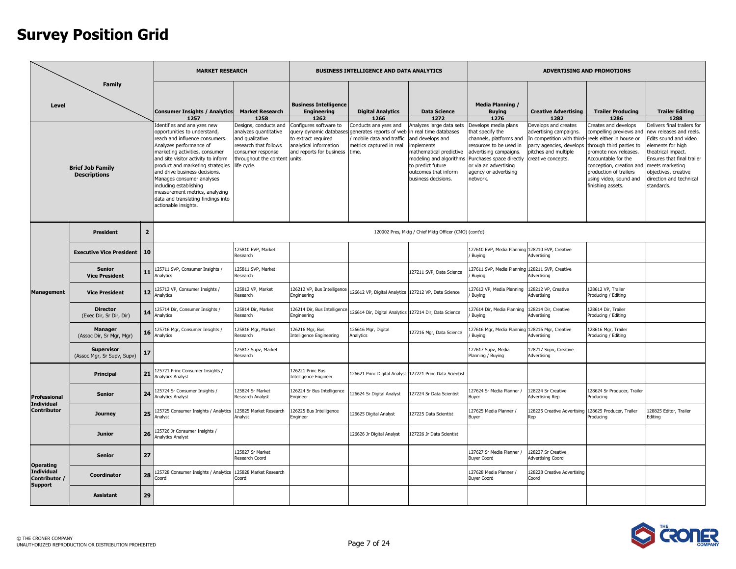# Survey Position Grid

| Level | | | MARKET RESEARCH | | BUSINESS INTELLIGENCE AND DATA ANALYTICS | | | ADVERTISING AND PROMOTIONS | | | |
|---|---|---|---|---|---|---|---|---|---|---|---|
| Family | | | Consumer Insights / Analytics 1257 | Market Research 1258 | Business Intelligence Engineering 1262 | Digital Analytics 1266 | Data Science 1272 | Media Planning / Buying 1276 | Creative Advertising 1282 | Trailer Producing 1286 | Trailer Editing 1288 |
| Brief Job Family Descriptions | | | Identifies and analyzes new opportunities to understand, reach and influence consumers. Analyzes performance of marketing activities, consumer and site visitor activity to inform product and marketing strategies and drive business decisions. Manages consumer analyses including establishing measurement metrics, analyzing data and translating findings into actionable insights. | Designs, conducts and analyzes quantitative and qualitative research that follows consumer response throughout the content life cycle. | Configures software to query dynamic databases to extract required analytical information and reports for business units. | Conducts analyses and generates reports of web / mobile data and traffic metrics captured in real time. | Analyzes large data sets in real time databases and develops and implements mathematical predictive modeling and algorithms to predict future outcomes that inform business decisions. | Develops media plans that specify the channels, platforms and resources to be used in advertising campaigns. Purchases space directly or via an advertising agency or advertising network. | Develops and creates advertising campaigns. In competition with third-party agencies, develops pitches and multiple creative concepts. | Creates and develops compelling previews and reels either in house or through third parties to promote new releases. Accountable for the conception, creation and production of trailers using video, sound and finishing assets. | Delivers final trailers for new releases and reels. Edits sound and video elements for high theatrical impact. Ensures that final trailer meets marketing objectives, creative direction and technical standards. |
| Management | President | 2 | 120002 Pres, Mktg / Chief Mktg Officer (CMO) (cont'd) | | | | | | | | |
| | Executive Vice President | 10 | | 125810 EVP, Market Research | | | | 127610 EVP, Media Planning / Buying | 128210 EVP, Creative Advertising | | |
| | Senior Vice President | 11 | 125711 SVP, Consumer Insights / Analytics | 125811 SVP, Market Research | | | 127211 SVP, Data Science | 127611 SVP, Media Planning / Buying | 128211 SVP, Creative Advertising | | |
| | Vice President | 12 | 125712 VP, Consumer Insights / Analytics | 125812 VP, Market Research | 126212 VP, Bus Intelligence Engineering | 126612 VP, Digital Analytics | 127212 VP, Data Science | 127612 VP, Media Planning / Buying | 128212 VP, Creative Advertising | 128612 VP, Trailer Producing / Editing | |
| | Director (Exec Dir, Sr Dir, Dir) | 14 | 125714 Dir, Consumer Insights / Analytics | 125814 Dir, Market Research | 126214 Dir, Bus Intelligence Engineering | 126614 Dir, Digital Analytics | 127214 Dir, Data Science | 127614 Dir, Media Planning / Buying | 128214 Dir, Creative Advertising | 128614 Dir, Trailer Producing / Editing | |
| | Manager (Assoc Dir, Sr Mgr, Mgr) | 16 | 125716 Mgr, Consumer Insights / Analytics | 125816 Mgr, Market Research | 126216 Mgr, Bus Intelligence Engineering | 126616 Mgr, Digital Analytics | 127216 Mgr, Data Science | 127616 Mgr, Media Planning / Buying | 128216 Mgr, Creative Advertising | 128616 Mgr, Trailer Producing / Editing | |
| | Supervisor (Assoc Mgr, Sr Supv, Supv) | 17 | | 125817 Supv, Market Research | | | | 127617 Supv, Media Planning / Buying | 128217 Supv, Creative Advertising | | |
| Professional Individual Contributor | Principal | 21 | 125721 Princ Consumer Insights / Analytics Analyst | | 126221 Princ Bus Intelligence Engineer | 126621 Princ Digital Analyst | 127221 Princ Data Scientist | | | | |
| | Senior | 24 | 125724 Sr Consumer Insights / Analytics Analyst | 125824 Sr Market Research Analyst | 126224 Sr Bus Intelligence Engineer | 126624 Sr Digital Analyst | 127224 Sr Data Scientist | 127624 Sr Media Planner / Buyer | 128224 Sr Creative Advertising Rep | 128624 Sr Producer, Trailer Producing | |
| | Journey | 25 | 125725 Consumer Insights / Analytics Analyst | 125825 Market Research Analyst | 126225 Bus Intelligence Engineer | 126625 Digital Analyst | 127225 Data Scientist | 127625 Media Planner / Buyer | 128225 Creative Advertising Rep | 128625 Producer, Trailer Producing | 128825 Editor, Trailer Editing |
| | Junior | 26 | 125726 Jr Consumer Insights / Analytics Analyst | | | 126626 Jr Digital Analyst | 127226 Jr Data Scientist | | | | |
| Operating Individual Contributor / Support | Senior | 27 | | 125827 Sr Market Research Coord | | | | 127627 Sr Media Planner / Buyer Coord | 128227 Sr Creative Advertising Coord | | |
| | Coordinator | 28 | 125728 Consumer Insights / Analytics Coord | 125828 Market Research Coord | | | | 127628 Media Planner / Buyer Coord | 128228 Creative Advertising Coord | | |
| | Assistant | 29 | | | | | | | | | |

© THE CRONER COMPANY
UNAUTHORIZED REPRODUCTION OR DISTRIBUTION PROHIBITED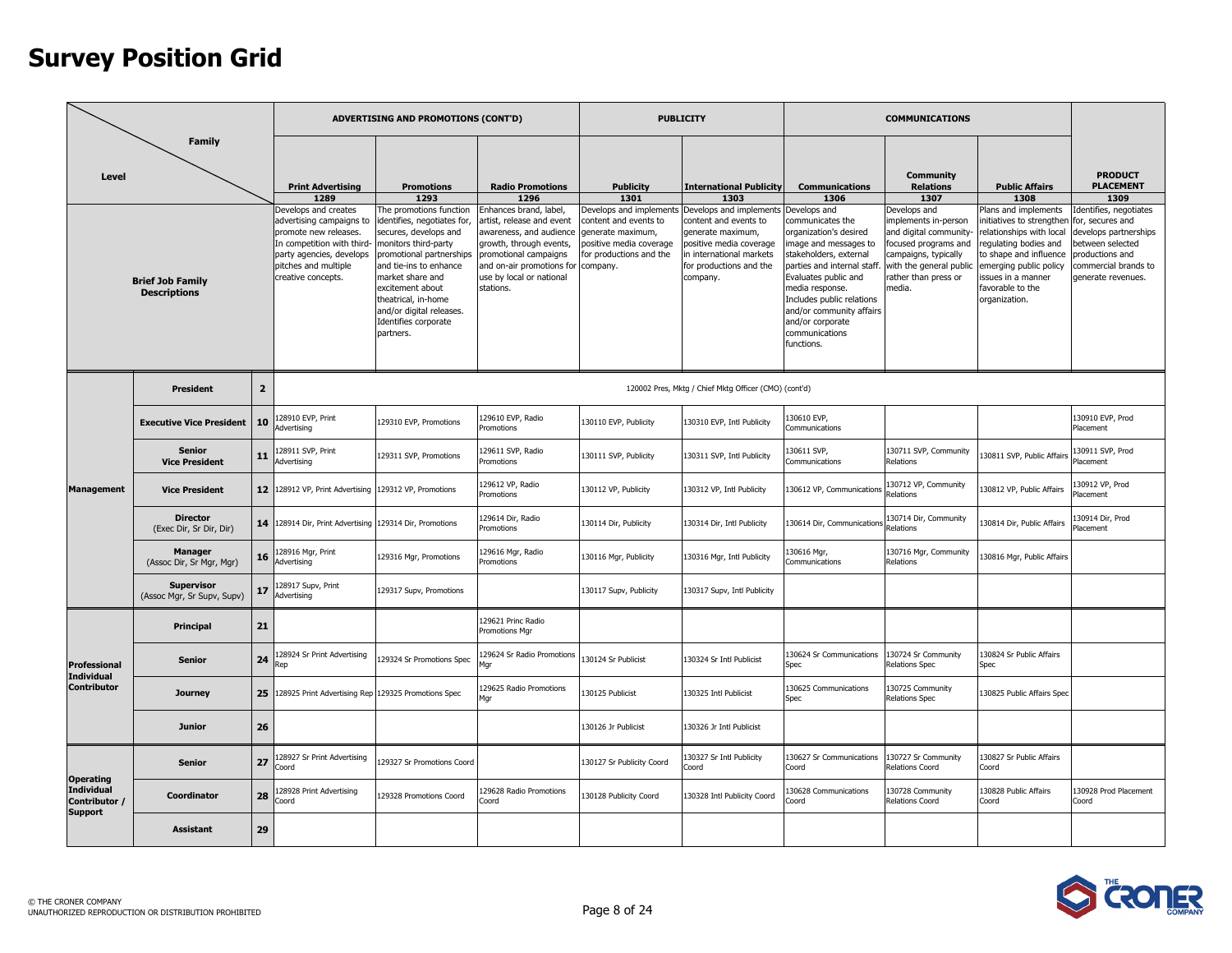# Survey Position Grid

| Level / Family | | | ADVERTISING AND PROMOTIONS (CONT'D) | | | PUBLICITY | | COMMUNICATIONS | | | PRODUCT PLACEMENT |
|---|---|---|---|---|---|---|---|---|---|---|---|
| | | | **Print Advertising** 1289 | **Promotions** 1293 | **Radio Promotions** 1296 | **Publicity** 1301 | **International Publicity** 1303 | **Communications** 1306 | **Community Relations** 1307 | **Public Affairs** 1308 | 1309 |
| **Brief Job Family Descriptions** | | | Develops and creates advertising campaigns to promote new releases. In competition with third-party agencies, develops pitches and multiple creative concepts. | The promotions function identifies, negotiates for, secures, develops and monitors third-party promotional partnerships and tie-ins to enhance market share and excitement about theatrical, in-home and/or digital releases. Identifies corporate partners. | Enhances brand, label, artist, release and event awareness, and audience growth, through events, promotional campaigns and on-air promotions for use by local or national stations. | Develops and implements content and events to generate maximum, positive media coverage for productions and the company. | Develops and implements content and events to generate maximum, positive media coverage in international markets for productions and the company. | Develops and communicates the organization's desired image and messages to stakeholders, external parties and internal staff. Evaluates public and media response. Includes public relations and/or community affairs and/or corporate communications functions. | Develops and implements in-person and digital community-focused programs and campaigns, typically with the general public rather than press or media. | Plans and implements initiatives to strengthen relationships with local regulating bodies and to shape and influence emerging public policy issues in a manner favorable to the organization. | Identifies, negotiates for, secures and develops partnerships between selected productions and commercial brands to generate revenues. |
| **Management** | **President** | **2** | 120002 Pres, Mktg / Chief Mktg Officer (CMO) (cont'd) | | | | | | | | |
| | **Executive Vice President** | **10** | 128910 EVP, Print Advertising | 129310 EVP, Promotions | 129610 EVP, Radio Promotions | 130110 EVP, Publicity | 130310 EVP, Intl Publicity | 130610 EVP, Communications | | | 130910 EVP, Prod Placement |
| | **Senior Vice President** | **11** | 128911 SVP, Print Advertising | 129311 SVP, Promotions | 129611 SVP, Radio Promotions | 130111 SVP, Publicity | 130311 SVP, Intl Publicity | 130611 SVP, Communications | 130711 SVP, Community Relations | 130811 SVP, Public Affairs | 130911 SVP, Prod Placement |
| | **Vice President** | **12** | 128912 VP, Print Advertising | 129312 VP, Promotions | 129612 VP, Radio Promotions | 130112 VP, Publicity | 130312 VP, Intl Publicity | 130612 VP, Communications | 130712 VP, Community Relations | 130812 VP, Public Affairs | 130912 VP, Prod Placement |
| | **Director** (Exec Dir, Sr Dir, Dir) | **14** | 128914 Dir, Print Advertising | 129314 Dir, Promotions | 129614 Dir, Radio Promotions | 130114 Dir, Publicity | 130314 Dir, Intl Publicity | 130614 Dir, Communications | 130714 Dir, Community Relations | 130814 Dir, Public Affairs | 130914 Dir, Prod Placement |
| | **Manager** (Assoc Dir, Sr Mgr, Mgr) | **16** | 128916 Mgr, Print Advertising | 129316 Mgr, Promotions | 129616 Mgr, Radio Promotions | 130116 Mgr, Publicity | 130316 Mgr, Intl Publicity | 130616 Mgr, Communications | 130716 Mgr, Community Relations | 130816 Mgr, Public Affairs | |
| | **Supervisor** (Assoc Mgr, Sr Supv, Supv) | **17** | 128917 Supv, Print Advertising | 129317 Supv, Promotions | | 130117 Supv, Publicity | 130317 Supv, Intl Publicity | | | | |
| **Professional Individual Contributor** | **Principal** | **21** | | | 129621 Princ Radio Promotions Mgr | | | | | | |
| | **Senior** | **24** | 128924 Sr Print Advertising Rep | 129324 Sr Promotions Spec | 129624 Sr Radio Promotions Mgr | 130124 Sr Publicist | 130324 Sr Intl Publicist | 130624 Sr Communications Spec | 130724 Sr Community Relations Spec | 130824 Sr Public Affairs Spec | |
| | **Journey** | **25** | 128925 Print Advertising Rep | 129325 Promotions Spec | 129625 Radio Promotions Mgr | 130125 Publicist | 130325 Intl Publicist | 130625 Communications Spec | 130725 Community Relations Spec | 130825 Public Affairs Spec | |
| | **Junior** | **26** | | | | 130126 Jr Publicist | 130326 Jr Intl Publicist | | | | |
| **Operating Individual Contributor / Support** | **Senior** | **27** | 128927 Sr Print Advertising Coord | 129327 Sr Promotions Coord | | 130127 Sr Publicity Coord | 130327 Sr Intl Publicity Coord | 130627 Sr Communications Coord | 130727 Sr Community Relations Coord | 130827 Sr Public Affairs Coord | |
| | **Coordinator** | **28** | 128928 Print Advertising Coord | 129328 Promotions Coord | 129628 Radio Promotions Coord | 130128 Publicity Coord | 130328 Intl Publicity Coord | 130628 Communications Coord | 130728 Community Relations Coord | 130828 Public Affairs Coord | 130928 Prod Placement Coord |
| | **Assistant** | **29** | | | | | | | | | |

© THE CRONER COMPANY
UNAUTHORIZED REPRODUCTION OR DISTRIBUTION PROHIBITED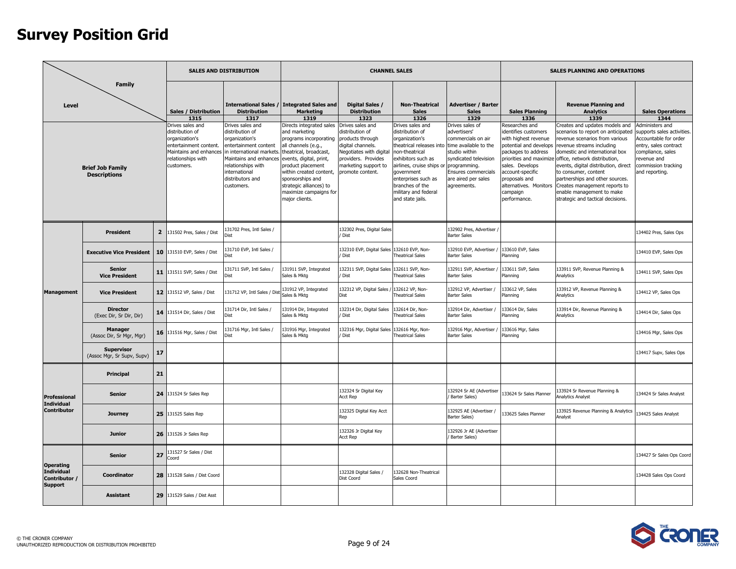# Survey Position Grid

| Level / Family | | | SALES AND DISTRIBUTION | | CHANNEL SALES | | | | SALES PLANNING AND OPERATIONS | | |
|---|---|---|---|---|---|---|---|---|---|---|---|
| | | | Sales / Distribution 1315 | International Sales / Distribution 1317 | Integrated Sales and Marketing 1319 | Digital Sales / Distribution 1323 | Non-Theatrical Sales 1326 | Advertiser / Barter Sales 1329 | Sales Planning 1336 | Revenue Planning and Analytics 1339 | Sales Operations 1344 |
| Brief Job Family Descriptions | | | Drives sales and distribution of organization's entertainment content. Maintains and enhances relationships with customers. | Drives sales and distribution of organization's entertainment content in international markets. Maintains and enhances relationships with international distributors and customers. | Directs integrated sales and marketing programs incorporating all channels (e.g., theatrical, broadcast, events, digital, print, product placement within created content, sponsorships and strategic alliances) to maximize campaigns for major clients. | Drives sales and distribution of products through digital channels. Negotiates with digital providers. Provides marketing support to promote content. | Drives sales and distribution of organization's theatrical releases into non-theatrical exhibitors such as airlines, cruise ships or government enterprises such as branches of the military and federal and state jails. | Drives sales of advertisers' commercials on air time available to the studio within syndicated television programming. Ensures commercials are aired per sales agreements. | Researches and identifies customers with highest revenue potential and develops packages to address priorities and maximize sales. Develops account-specific proposals and alternatives. Monitors campaign performance. | Creates and updates models and scenarios to report on anticipated revenue scenarios from various revenue streams including domestic and international box office, network distribution, events, digital distribution, direct to consumer, content partnerships and other sources. Creates management reports to enable management to make strategic and tactical decisions. | Administers and supports sales activities. Accountable for order entry, sales contract compliance, sales revenue and commission tracking and reporting. |
| Management | President | 2 | 131502 Pres, Sales / Dist | 131702 Pres, Intl Sales / Dist | | 132302 Pres, Digital Sales / Dist | | 132902 Pres, Advertiser / Barter Sales | | | 134402 Pres, Sales Ops |
| | Executive Vice President | 10 | 131510 EVP, Sales / Dist | 131710 EVP, Intl Sales / Dist | | 132310 EVP, Digital Sales / Dist | 132610 EVP, Non-Theatrical Sales | 132910 EVP, Advertiser / Barter Sales | 133610 EVP, Sales Planning | | 134410 EVP, Sales Ops |
| | Senior Vice President | 11 | 131511 SVP, Sales / Dist | 131711 SVP, Intl Sales / Dist | 131911 SVP, Integrated Sales & Mktg | 132311 SVP, Digital Sales / Dist | 132611 SVP, Non-Theatrical Sales | 132911 SVP, Advertiser / Barter Sales | 133611 SVP, Sales Planning | 133911 SVP, Revenue Planning & Analytics | 134411 SVP, Sales Ops |
| | Vice President | 12 | 131512 VP, Sales / Dist | 131712 VP, Intl Sales / Dist | 131912 VP, Integrated Sales & Mktg | 132312 VP, Digital Sales / Dist | 132612 VP, Non-Theatrical Sales | 132912 VP, Advertiser / Barter Sales | 133612 VP, Sales Planning | 133912 VP, Revenue Planning & Analytics | 134412 VP, Sales Ops |
| | Director (Exec Dir, Sr Dir, Dir) | 14 | 131514 Dir, Sales / Dist | 131714 Dir, Intl Sales / Dist | 131914 Dir, Integrated Sales & Mktg | 132314 Dir, Digital Sales / Dist | 132614 Dir, Non-Theatrical Sales | 132914 Dir, Advertiser / Barter Sales | 133614 Dir, Sales Planning | 133914 Dir, Revenue Planning & Analytics | 134414 Dir, Sales Ops |
| | Manager (Assoc Dir, Sr Mgr, Mgr) | 16 | 131516 Mgr, Sales / Dist | 131716 Mgr, Intl Sales / Dist | 131916 Mgr, Integrated Sales & Mktg | 132316 Mgr, Digital Sales / Dist | 132616 Mgr, Non-Theatrical Sales | 132916 Mgr, Advertiser / Barter Sales | 133616 Mgr, Sales Planning | | 134416 Mgr, Sales Ops |
| | Supervisor (Assoc Mgr, Sr Supv, Supv) | 17 | | | | | | | | | 134417 Supv, Sales Ops |
| Professional Individual Contributor | Principal | 21 | | | | | | | | | |
| | Senior | 24 | 131524 Sr Sales Rep | | | 132324 Sr Digital Key Acct Rep | | 132924 Sr AE (Advertiser / Barter Sales) | 133624 Sr Sales Planner | 133924 Sr Revenue Planning & Analytics Analyst | 134424 Sr Sales Analyst |
| | Journey | 25 | 131525 Sales Rep | | | 132325 Digital Key Acct Rep | | 132925 AE (Advertiser / Barter Sales) | 133625 Sales Planner | 133925 Revenue Planning & Analytics Analyst | 134425 Sales Analyst |
| | Junior | 26 | 131526 Jr Sales Rep | | | 132326 Jr Digital Key Acct Rep | | 132926 Jr AE (Advertiser / Barter Sales) | | | |
| Operating Individual Contributor / Support | Senior | 27 | 131527 Sr Sales / Dist Coord | | | | | | | | 134427 Sr Sales Ops Coord |
| | Coordinator | 28 | 131528 Sales / Dist Coord | | | 132328 Digital Sales / Dist Coord | 132628 Non-Theatrical Sales Coord | | | | 134428 Sales Ops Coord |
| | Assistant | 29 | 131529 Sales / Dist Asst | | | | | | | | |

© THE CRONER COMPANY
UNAUTHORIZED REPRODUCTION OR DISTRIBUTION PROHIBITED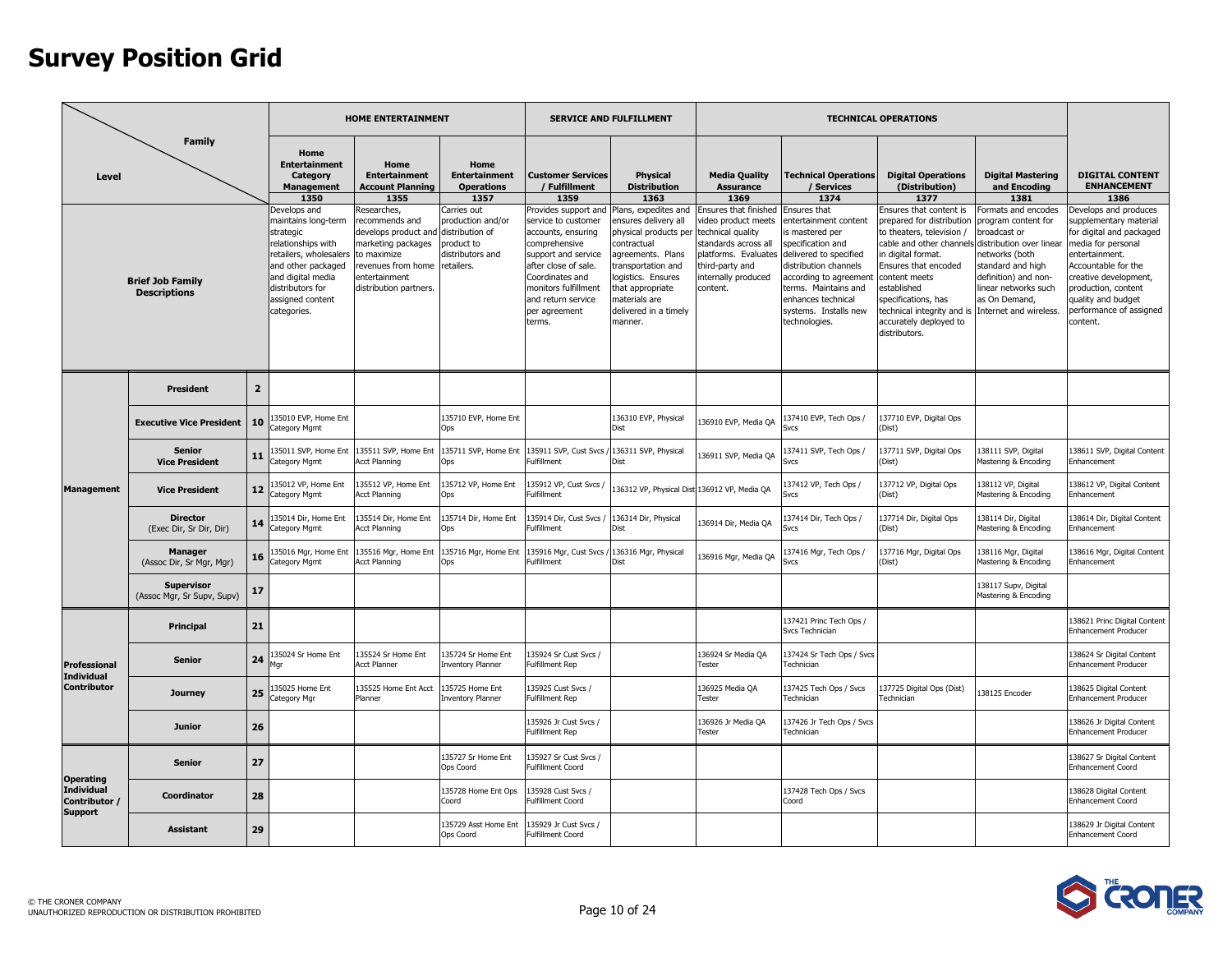# Survey Position Grid

| Level | | | HOME ENTERTAINMENT | | | SERVICE AND FULFILLMENT | | TECHNICAL OPERATIONS | | | | |
|---|---|---|---|---|---|---|---|---|---|---|---|---|
| **Family** | | | **Home Entertainment Category Management** 1350 | **Home Entertainment Account Planning** 1355 | **Home Entertainment Operations** 1357 | **Customer Services / Fulfillment** 1359 | **Physical Distribution** 1363 | **Media Quality Assurance** 1369 | **Technical Operations / Services** 1374 | **Digital Operations (Distribution)** 1377 | **Digital Mastering and Encoding** 1381 | **DIGITAL CONTENT ENHANCEMENT** 1386 |
| **Brief Job Family Descriptions** | | | Develops and maintains long-term strategic relationships with retailers, wholesalers and other packaged and digital media distributors for assigned content categories. | Researches, recommends and develops product and marketing packages to maximize revenues from home entertainment distribution partners. | Carries out production and/or distribution of product to distributors and retailers. | Provides support and service to customer accounts, ensuring comprehensive support and service after close of sale. Coordinates and monitors fulfillment and return service per agreement terms. | Plans, expedites and ensures delivery all physical products per contractual agreements. Plans transportation and logistics. Ensures that appropriate materials are delivered in a timely manner. | Ensures that finished video product meets technical quality standards across all platforms. Evaluates third-party and internally produced content. | Ensures that entertainment content is mastered per specification and delivered to specified distribution channels according to agreement terms. Maintains and enhances technical systems. Installs new technologies. | Ensures that content is prepared for distribution to theaters, television / cable and other channels in digital format. Ensures that encoded content meets established specifications, has technical integrity and is accurately deployed to distributors. | Formats and encodes program content for broadcast or distribution over linear networks (both standard and high definition) and non-linear networks such as On Demand, Internet and wireless. | Develops and produces supplementary material for digital and packaged media for personal entertainment. Accountable for the creative development, production, content quality and budget performance of assigned content. |
| **Management** | **President** | **2** | | | | | | | | | | |
| | **Executive Vice President** | **10** | 135010 EVP, Home Ent Category Mgmt | | 135710 EVP, Home Ent Ops | | 136310 EVP, Physical Dist | 136910 EVP, Media QA | 137410 EVP, Tech Ops / Svcs | 137710 EVP, Digital Ops (Dist) | | |
| | **Senior Vice President** | **11** | 135011 SVP, Home Ent Category Mgmt | 135511 SVP, Home Ent Acct Planning | 135711 SVP, Home Ent Ops | 135911 SVP, Cust Svcs / Fulfillment | 136311 SVP, Physical Dist | 136911 SVP, Media QA | 137411 SVP, Tech Ops / Svcs | 137711 SVP, Digital Ops (Dist) | 138111 SVP, Digital Mastering & Encoding | 138611 SVP, Digital Content Enhancement |
| | **Vice President** | **12** | 135012 VP, Home Ent Category Mgmt | 135512 VP, Home Ent Acct Planning | 135712 VP, Home Ent Ops | 135912 VP, Cust Svcs / Fulfillment | 136312 VP, Physical Dist | 136912 VP, Media QA | 137412 VP, Tech Ops / Svcs | 137712 VP, Digital Ops (Dist) | 138112 VP, Digital Mastering & Encoding | 138612 VP, Digital Content Enhancement |
| | **Director** (Exec Dir, Sr Dir, Dir) | **14** | 135014 Dir, Home Ent Category Mgmt | 135514 Dir, Home Ent Acct Planning | 135714 Dir, Home Ent Ops | 135914 Dir, Cust Svcs / Fulfillment | 136314 Dir, Physical Dist | 136914 Dir, Media QA | 137414 Dir, Tech Ops / Svcs | 137714 Dir, Digital Ops (Dist) | 138114 Dir, Digital Mastering & Encoding | 138614 Dir, Digital Content Enhancement |
| | **Manager** (Assoc Dir, Sr Mgr, Mgr) | **16** | 135016 Mgr, Home Ent Category Mgmt | 135516 Mgr, Home Ent Acct Planning | 135716 Mgr, Home Ent Ops | 135916 Mgr, Cust Svcs / Fulfillment | 136316 Mgr, Physical Dist | 136916 Mgr, Media QA | 137416 Mgr, Tech Ops / Svcs | 137716 Mgr, Digital Ops (Dist) | 138116 Mgr, Digital Mastering & Encoding | 138616 Mgr, Digital Content Enhancement |
| | **Supervisor** (Assoc Mgr, Sr Supv, Supv) | **17** | | | | | | | | | 138117 Supv, Digital Mastering & Encoding | |
| **Professional Individual Contributor** | **Principal** | **21** | | | | | | | 137421 Princ Tech Ops / Svcs Technician | | | 138621 Princ Digital Content Enhancement Producer |
| | **Senior** | **24** | 135024 Sr Home Ent Mgr | 135524 Sr Home Ent Acct Planner | 135724 Sr Home Ent Inventory Planner | 135924 Sr Cust Svcs / Fulfillment Rep | | 136924 Sr Media QA Tester | 137424 Sr Tech Ops / Svcs Technician | | | 138624 Sr Digital Content Enhancement Producer |
| | **Journey** | **25** | 135025 Home Ent Category Mgr | 135525 Home Ent Acct Planner | 135725 Home Ent Inventory Planner | 135925 Cust Svcs / Fulfillment Rep | | 136925 Media QA Tester | 137425 Tech Ops / Svcs Technician | 137725 Digital Ops (Dist) Technician | 138125 Encoder | 138625 Digital Content Enhancement Producer |
| | **Junior** | **26** | | | | 135926 Jr Cust Svcs / Fulfillment Rep | | 136926 Jr Media QA Tester | 137426 Jr Tech Ops / Svcs Technician | | | 138626 Jr Digital Content Enhancement Producer |
| **Operating Individual Contributor / Support** | **Senior** | **27** | | | 135727 Sr Home Ent Ops Coord | 135927 Sr Cust Svcs / Fulfillment Coord | | | | | | 138627 Sr Digital Content Enhancement Coord |
| | **Coordinator** | **28** | | | 135728 Home Ent Ops Coord | 135928 Cust Svcs / Fulfillment Coord | | | 137428 Tech Ops / Svcs Coord | | | 138628 Digital Content Enhancement Coord |
| | **Assistant** | **29** | | | 135729 Asst Home Ent Ops Coord | 135929 Jr Cust Svcs / Fulfillment Coord | | | | | | 138629 Jr Digital Content Enhancement Coord |

© THE CRONER COMPANY
UNAUTHORIZED REPRODUCTION OR DISTRIBUTION PROHIBITED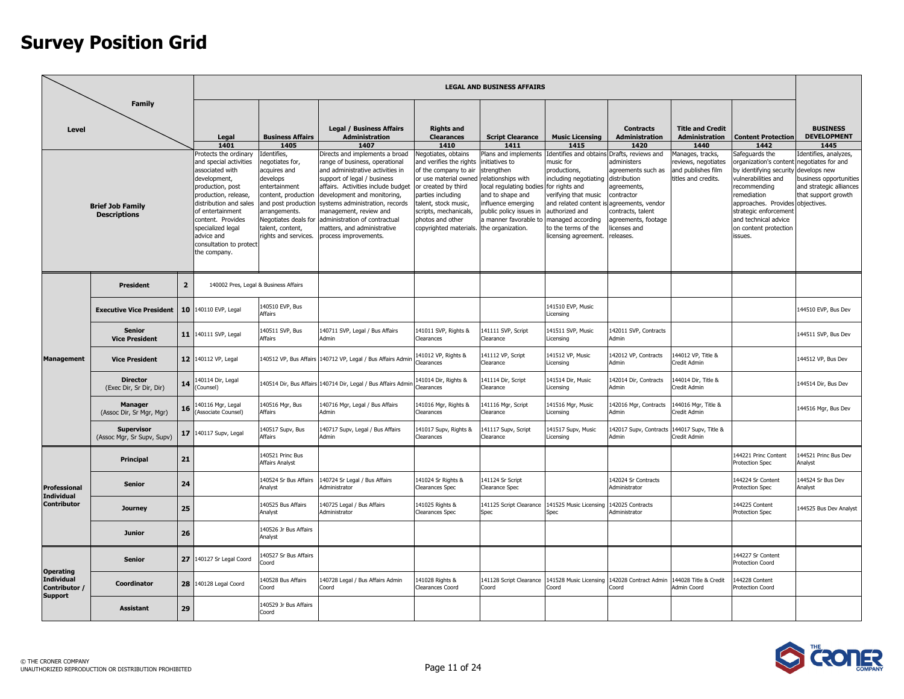# Survey Position Grid

| Level | | | LEGAL AND BUSINESS AFFAIRS | | | | | | | | | | BUSINESS DEVELOPMENT |
|---|---|---|---|---|---|---|---|---|---|---|---|---|---|
| | Family | | Legal 1401 | Business Affairs 1405 | Legal / Business Affairs Administration 1407 | Rights and Clearances 1410 | Script Clearance 1411 | Music Licensing 1415 | Contracts Administration 1420 | Title and Credit Administration 1440 | Content Protection 1442 | | 1445 |
| Brief Job Family Descriptions | | | Protects the ordinary and special activities associated with development, production, post production, release, distribution and sales of entertainment content. Provides specialized legal advice and consultation to protect the company. | Identifies, negotiates for, acquires and develops entertainment content, production and post production arrangements. Negotiates deals for talent, content, rights and services. | Directs and implements a broad range of business, operational and administrative activities in support of legal / business affairs. Activities include budget development and monitoring, systems administration, records management, review and administration of contractual matters, and administrative process improvements. | Negotiates, obtains and verifies the rights of the company to air or use material owned or created by third parties including talent, stock music, scripts, mechanicals, photos and other copyrighted materials. | Plans and implements initiatives to strengthen relationships with local regulating bodies and to shape and influence emerging public policy issues in a manner favorable to the organization. | Identifies and obtains music for productions, including negotiating for rights and verifying that music and related content is authorized and managed according to the terms of the licensing agreement. | Drafts, reviews and administers agreements such as distribution agreements, contractor agreements, vendor contracts, talent agreements, footage licenses and releases. | Manages, tracks, reviews, negotiates and publishes film titles and credits. | Safeguards the organization's content by identifying security vulnerabilities and recommending remediation approaches. Provides strategic enforcement and technical advice on content protection issues. | | Identifies, analyzes, negotiates for and develops new business opportunities and strategic alliances that support growth objectives. |
| Management | President | 2 | 140002 Pres, Legal & Business Affairs | | | | | | | | | | |
| | Executive Vice President | 10 | 140110 EVP, Legal | 140510 EVP, Bus Affairs | | | | 141510 EVP, Music Licensing | | | | | 144510 EVP, Bus Dev |
| | Senior Vice President | 11 | 140111 SVP, Legal | 140511 SVP, Bus Affairs | 140711 SVP, Legal / Bus Affairs Admin | 141011 SVP, Rights & Clearances | 141111 SVP, Script Clearance | 141511 SVP, Music Licensing | 142011 SVP, Contracts Admin | | | | 144511 SVP, Bus Dev |
| | Vice President | 12 | 140112 VP, Legal | 140512 VP, Bus Affairs | 140712 VP, Legal / Bus Affairs Admin | 141012 VP, Rights & Clearances | 141112 VP, Script Clearance | 141512 VP, Music Licensing | 142012 VP, Contracts Admin | 144012 VP, Title & Credit Admin | | | 144512 VP, Bus Dev |
| | Director (Exec Dir, Sr Dir, Dir) | 14 | 140114 Dir, Legal (Counsel) | 140514 Dir, Bus Affairs | 140714 Dir, Legal / Bus Affairs Admin | 141014 Dir, Rights & Clearances | 141114 Dir, Script Clearance | 141514 Dir, Music Licensing | 142014 Dir, Contracts Admin | 144014 Dir, Title & Credit Admin | | | 144514 Dir, Bus Dev |
| | Manager (Assoc Dir, Sr Mgr, Mgr) | 16 | 140116 Mgr, Legal (Associate Counsel) | 140516 Mgr, Bus Affairs | 140716 Mgr, Legal / Bus Affairs Admin | 141016 Mgr, Rights & Clearances | 141116 Mgr, Script Clearance | 141516 Mgr, Music Licensing | 142016 Mgr, Contracts Admin | 144016 Mgr, Title & Credit Admin | | | 144516 Mgr, Bus Dev |
| | Supervisor (Assoc Mgr, Sr Supv, Supv) | 17 | 140117 Supv, Legal | 140517 Supv, Bus Affairs | 140717 Supv, Legal / Bus Affairs Admin | 141017 Supv, Rights & Clearances | 141117 Supv, Script Clearance | 141517 Supv, Music Licensing | 142017 Supv, Contracts Admin | 144017 Supv, Title & Credit Admin | | | |
| Professional Individual Contributor | Principal | 21 | | 140521 Princ Bus Affairs Analyst | | | | | | | 144221 Princ Content Protection Spec | | 144521 Princ Bus Dev Analyst |
| | Senior | 24 | | 140524 Sr Bus Affairs Analyst | 140724 Sr Legal / Bus Affairs Administrator | 141024 Sr Rights & Clearances Spec | 141124 Sr Script Clearance Spec | | 142024 Sr Contracts Administrator | | 144224 Sr Content Protection Spec | | 144524 Sr Bus Dev Analyst |
| | Journey | 25 | | 140525 Bus Affairs Analyst | 140725 Legal / Bus Affairs Administrator | 141025 Rights & Clearances Spec | 141125 Script Clearance Spec | 141525 Music Licensing Spec | 142025 Contracts Administrator | | 144225 Content Protection Spec | | 144525 Bus Dev Analyst |
| | Junior | 26 | | 140526 Jr Bus Affairs Analyst | | | | | | | | | |
| Operating Individual Contributor / Support | Senior | 27 | 140127 Sr Legal Coord | 140527 Sr Bus Affairs Coord | | | | | | | 144227 Sr Content Protection Coord | | |
| | Coordinator | 28 | 140128 Legal Coord | 140528 Bus Affairs Coord | 140728 Legal / Bus Affairs Admin Coord | 141028 Rights & Clearances Coord | 141128 Script Clearance Coord | 141528 Music Licensing Coord | 142028 Contract Admin Coord | 144028 Title & Credit Admin Coord | 144228 Content Protection Coord | | |
| | Assistant | 29 | | 140529 Jr Bus Affairs Coord | | | | | | | | | |

© THE CRONER COMPANY
UNAUTHORIZED REPRODUCTION OR DISTRIBUTION PROHIBITED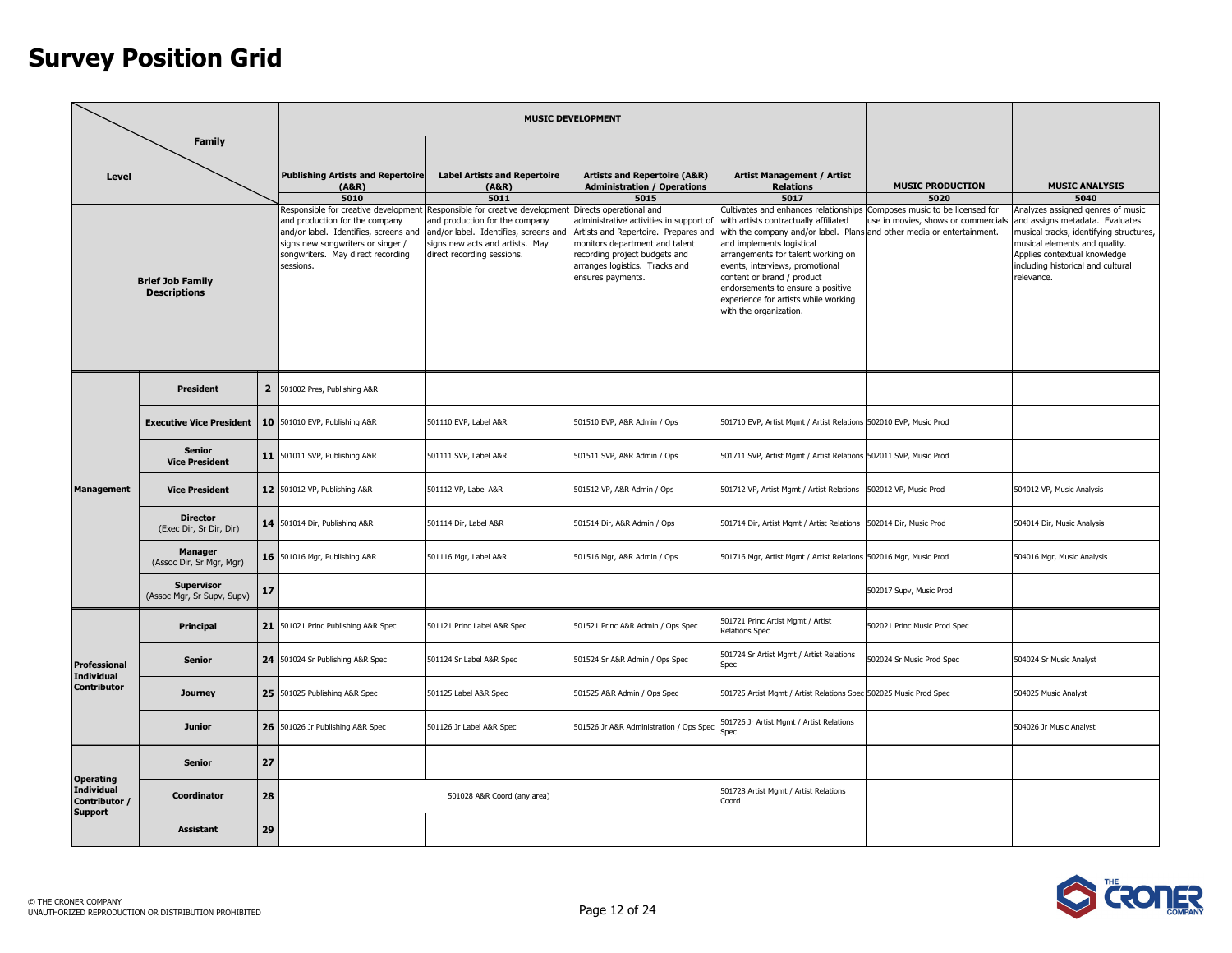# Survey Position Grid

| Level | | | MUSIC DEVELOPMENT | | | | MUSIC PRODUCTION | MUSIC ANALYSIS |
|---|---|---|---|---|---|---|---|---|
| Family | | | Publishing Artists and Repertoire (A&R) 5010 | Label Artists and Repertoire (A&R) 5011 | Artists and Repertoire (A&R) Administration / Operations 5015 | Artist Management / Artist Relations 5017 | 5020 | 5040 |
| Brief Job Family Descriptions | | | Responsible for creative development and production for the company and/or label. Identifies, screens and signs new songwriters or singer / songwriters. May direct recording sessions. | Responsible for creative development and production for the company and/or label. Identifies, screens and signs new acts and artists. May direct recording sessions. | Directs operational and administrative activities in support of Artists and Repertoire. Prepares and monitors department and talent recording project budgets and arranges logistics. Tracks and ensures payments. | Cultivates and enhances relationships with artists contractually affiliated with the company and/or label. Plans and implements logistical arrangements for talent working on events, interviews, promotional content or brand / product endorsements to ensure a positive experience for artists while working with the organization. | Composes music to be licensed for use in movies, shows or commercials and other media or entertainment. | Analyzes assigned genres of music and assigns metadata. Evaluates musical tracks, identifying structures, musical elements and quality. Applies contextual knowledge including historical and cultural relevance. |
| Management | President | 2 | 501002 Pres, Publishing A&R | | | | | |
| | Executive Vice President | 10 | 501010 EVP, Publishing A&R | 501110 EVP, Label A&R | 501510 EVP, A&R Admin / Ops | 501710 EVP, Artist Mgmt / Artist Relations | 502010 EVP, Music Prod | |
| | Senior Vice President | 11 | 501011 SVP, Publishing A&R | 501111 SVP, Label A&R | 501511 SVP, A&R Admin / Ops | 501711 SVP, Artist Mgmt / Artist Relations | 502011 SVP, Music Prod | |
| | Vice President | 12 | 501012 VP, Publishing A&R | 501112 VP, Label A&R | 501512 VP, A&R Admin / Ops | 501712 VP, Artist Mgmt / Artist Relations | 502012 VP, Music Prod | 504012 VP, Music Analysis |
| | Director (Exec Dir, Sr Dir, Dir) | 14 | 501014 Dir, Publishing A&R | 501114 Dir, Label A&R | 501514 Dir, A&R Admin / Ops | 501714 Dir, Artist Mgmt / Artist Relations | 502014 Dir, Music Prod | 504014 Dir, Music Analysis |
| | Manager (Assoc Dir, Sr Mgr, Mgr) | 16 | 501016 Mgr, Publishing A&R | 501116 Mgr, Label A&R | 501516 Mgr, A&R Admin / Ops | 501716 Mgr, Artist Mgmt / Artist Relations | 502016 Mgr, Music Prod | 504016 Mgr, Music Analysis |
| | Supervisor (Assoc Mgr, Sr Supv, Supv) | 17 | | | | | 502017 Supv, Music Prod | |
| Professional Individual Contributor | Principal | 21 | 501021 Princ Publishing A&R Spec | 501121 Princ Label A&R Spec | 501521 Princ A&R Admin / Ops Spec | 501721 Princ Artist Mgmt / Artist Relations Spec | 502021 Princ Music Prod Spec | |
| | Senior | 24 | 501024 Sr Publishing A&R Spec | 501124 Sr Label A&R Spec | 501524 Sr A&R Admin / Ops Spec | 501724 Sr Artist Mgmt / Artist Relations Spec | 502024 Sr Music Prod Spec | 504024 Sr Music Analyst |
| | Journey | 25 | 501025 Publishing A&R Spec | 501125 Label A&R Spec | 501525 A&R Admin / Ops Spec | 501725 Artist Mgmt / Artist Relations Spec | 502025 Music Prod Spec | 504025 Music Analyst |
| | Junior | 26 | 501026 Jr Publishing A&R Spec | 501126 Jr Label A&R Spec | 501526 Jr A&R Administration / Ops Spec | 501726 Jr Artist Mgmt / Artist Relations Spec | | 504026 Jr Music Analyst |
| Operating Individual Contributor / Support | Senior | 27 | | | | | | |
| | Coordinator | 28 | 501028 A&R Coord (any area) | | | 501728 Artist Mgmt / Artist Relations Coord | | |
| | Assistant | 29 | | | | | | |

© THE CRONER COMPANY
UNAUTHORIZED REPRODUCTION OR DISTRIBUTION PROHIBITED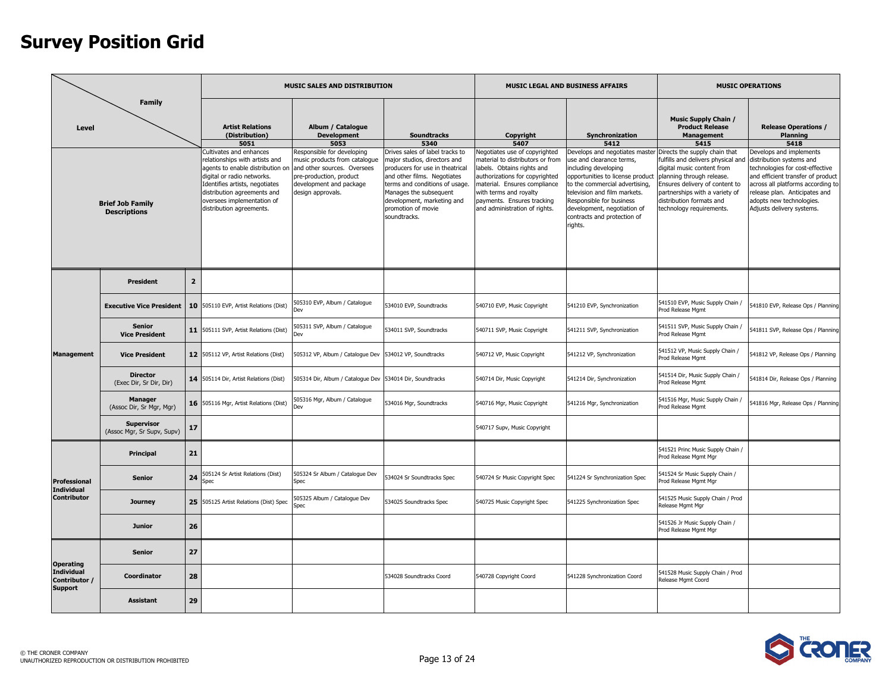# Survey Position Grid

| Level / Family | | | MUSIC SALES AND DISTRIBUTION | | | MUSIC LEGAL AND BUSINESS AFFAIRS | | MUSIC OPERATIONS | |
|---|---|---|---|---|---|---|---|---|---|
| | | | **Artist Relations (Distribution)** 5051 | **Album / Catalogue Development** 5053 | **Soundtracks** 5340 | **Copyright** 5407 | **Synchronization** 5412 | **Music Supply Chain / Product Release Management** 5415 | **Release Operations / Planning** 5418 |
| **Brief Job Family Descriptions** | | | Cultivates and enhances relationships with artists and agents to enable distribution on digital or radio networks. Identifies artists, negotiates distribution agreements and oversees implementation of distribution agreements. | Responsible for developing music products from catalogue and other sources. Oversees pre-production, product development and package design approvals. | Drives sales of label tracks to major studios, directors and producers for use in theatrical and other films. Negotiates terms and conditions of usage. Manages the subsequent development, marketing and promotion of movie soundtracks. | Negotiates use of copyrighted material to distributors or from labels. Obtains rights and authorizations for copyrighted material. Ensures compliance with terms and royalty payments. Ensures tracking and administration of rights. | Develops and negotiates master use and clearance terms, including developing opportunities to license product to the commercial advertising, television and film markets. Responsible for business development, negotiation of contracts and protection of rights. | Directs the supply chain that fulfills and delivers physical and digital music content from planning through release. Ensures delivery of content to partnerships with a variety of distribution formats and technology requirements. | Develops and implements distribution systems and technologies for cost-effective and efficient transfer of product across all platforms according to release plan. Anticipates and adopts new technologies. Adjusts delivery systems. |
| **Management** | **President** | **2** | | | | | | | |
| | **Executive Vice President** | **10** | 505110 EVP, Artist Relations (Dist) | 505310 EVP, Album / Catalogue Dev | 534010 EVP, Soundtracks | 540710 EVP, Music Copyright | 541210 EVP, Synchronization | 541510 EVP, Music Supply Chain / Prod Release Mgmt | 541810 EVP, Release Ops / Planning |
| | **Senior Vice President** | **11** | 505111 SVP, Artist Relations (Dist) | 505311 SVP, Album / Catalogue Dev | 534011 SVP, Soundtracks | 540711 SVP, Music Copyright | 541211 SVP, Synchronization | 541511 SVP, Music Supply Chain / Prod Release Mgmt | 541811 SVP, Release Ops / Planning |
| | **Vice President** | **12** | 505112 VP, Artist Relations (Dist) | 505312 VP, Album / Catalogue Dev | 534012 VP, Soundtracks | 540712 VP, Music Copyright | 541212 VP, Synchronization | 541512 VP, Music Supply Chain / Prod Release Mgmt | 541812 VP, Release Ops / Planning |
| | **Director** (Exec Dir, Sr Dir, Dir) | **14** | 505114 Dir, Artist Relations (Dist) | 505314 Dir, Album / Catalogue Dev | 534014 Dir, Soundtracks | 540714 Dir, Music Copyright | 541214 Dir, Synchronization | 541514 Dir, Music Supply Chain / Prod Release Mgmt | 541814 Dir, Release Ops / Planning |
| | **Manager** (Assoc Dir, Sr Mgr, Mgr) | **16** | 505116 Mgr, Artist Relations (Dist) | 505316 Mgr, Album / Catalogue Dev | 534016 Mgr, Soundtracks | 540716 Mgr, Music Copyright | 541216 Mgr, Synchronization | 541516 Mgr, Music Supply Chain / Prod Release Mgmt | 541816 Mgr, Release Ops / Planning |
| | **Supervisor** (Assoc Mgr, Sr Supv, Supv) | **17** | | | | 540717 Supv, Music Copyright | | | |
| **Professional Individual Contributor** | **Principal** | **21** | | | | | | 541521 Princ Music Supply Chain / Prod Release Mgmt Mgr | |
| | **Senior** | **24** | 505124 Sr Artist Relations (Dist) Spec | 505324 Sr Album / Catalogue Dev Spec | 534024 Sr Soundtracks Spec | 540724 Sr Music Copyright Spec | 541224 Sr Synchronization Spec | 541524 Sr Music Supply Chain / Prod Release Mgmt Mgr | |
| | **Journey** | **25** | 505125 Artist Relations (Dist) Spec | 505325 Album / Catalogue Dev Spec | 534025 Soundtracks Spec | 540725 Music Copyright Spec | 541225 Synchronization Spec | 541525 Music Supply Chain / Prod Release Mgmt Mgr | |
| | **Junior** | **26** | | | | | | 541526 Jr Music Supply Chain / Prod Release Mgmt Mgr | |
| **Operating Individual Contributor / Support** | **Senior** | **27** | | | | | | | |
| | **Coordinator** | **28** | | | 534028 Soundtracks Coord | 540728 Copyright Coord | 541228 Synchronization Coord | 541528 Music Supply Chain / Prod Release Mgmt Coord | |
| | **Assistant** | **29** | | | | | | | |

© THE CRONER COMPANY
UNAUTHORIZED REPRODUCTION OR DISTRIBUTION PROHIBITED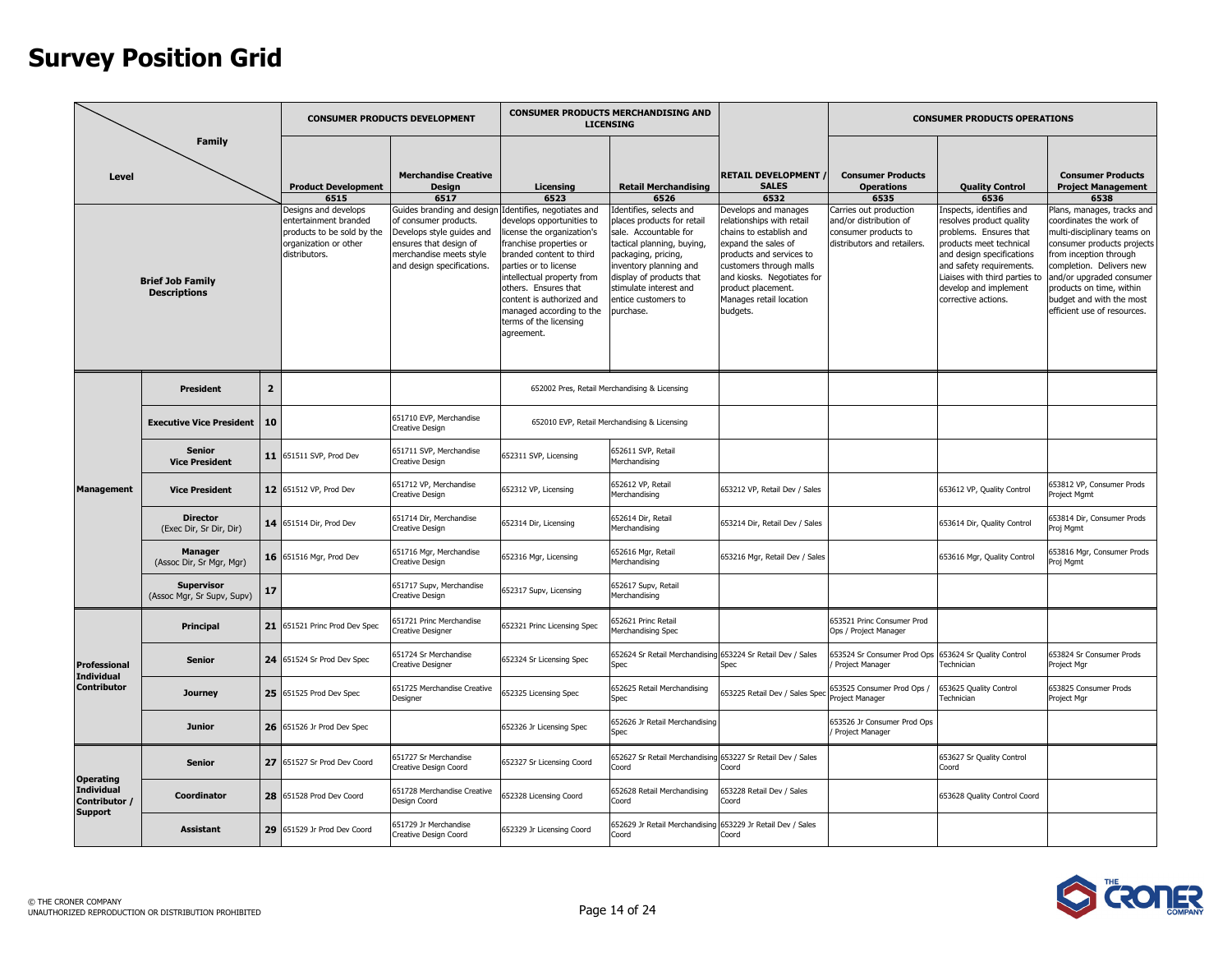# Survey Position Grid

| Level | | | CONSUMER PRODUCTS DEVELOPMENT | | CONSUMER PRODUCTS MERCHANDISING AND LICENSING | | | CONSUMER PRODUCTS OPERATIONS | | |
|---|---|---|---|---|---|---|---|---|---|---|
| Family | | | **Product Development** 6515 | **Merchandise Creative Design** 6517 | **Licensing** 6523 | **Retail Merchandising** 6526 | **RETAIL DEVELOPMENT / SALES** 6532 | **Consumer Products Operations** 6535 | **Quality Control** 6536 | **Consumer Products Project Management** 6538 |
| **Brief Job Family Descriptions** | | | Designs and develops entertainment branded products to be sold by the organization or other distributors. | Guides branding and design of consumer products. Develops style guides and ensures that design of merchandise meets style and design specifications. | Identifies, negotiates and develops opportunities to license the organization's franchise properties or branded content to third parties or to license intellectual property from others. Ensures that content is authorized and managed according to the terms of the licensing agreement. | Identifies, selects and places products for retail sale. Accountable for tactical planning, buying, packaging, pricing, inventory planning and display of products that stimulate interest and entice customers to purchase. | Develops and manages relationships with retail chains to establish and expand the sales of products and services to customers through malls and kiosks. Negotiates for product placement. Manages retail location budgets. | Carries out production and/or distribution of consumer products to distributors and retailers. | Inspects, identifies and resolves product quality problems. Ensures that products meet technical and design specifications and safety requirements. Liaises with third parties to develop and implement corrective actions. | Plans, manages, tracks and coordinates the work of multi-disciplinary teams on consumer products projects from inception through completion. Delivers new and/or upgraded consumer products on time, within budget and with the most efficient use of resources. |
| **Management** | **President** | **2** | | | 652002 Pres, Retail Merchandising & Licensing | | | | | |
| | **Executive Vice President** | **10** | | 651710 EVP, Merchandise Creative Design | 652010 EVP, Retail Merchandising & Licensing | | | | | |
| | **Senior Vice President** | **11** | 651511 SVP, Prod Dev | 651711 SVP, Merchandise Creative Design | 652311 SVP, Licensing | 652611 SVP, Retail Merchandising | | | | |
| | **Vice President** | **12** | 651512 VP, Prod Dev | 651712 VP, Merchandise Creative Design | 652312 VP, Licensing | 652612 VP, Retail Merchandising | 653212 VP, Retail Dev / Sales | | 653612 VP, Quality Control | 653812 VP, Consumer Prods Project Mgmt |
| | **Director** (Exec Dir, Sr Dir, Dir) | **14** | 651514 Dir, Prod Dev | 651714 Dir, Merchandise Creative Design | 652314 Dir, Licensing | 652614 Dir, Retail Merchandising | 653214 Dir, Retail Dev / Sales | | 653614 Dir, Quality Control | 653814 Dir, Consumer Prods Proj Mgmt |
| | **Manager** (Assoc Dir, Sr Mgr, Mgr) | **16** | 651516 Mgr, Prod Dev | 651716 Mgr, Merchandise Creative Design | 652316 Mgr, Licensing | 652616 Mgr, Retail Merchandising | 653216 Mgr, Retail Dev / Sales | | 653616 Mgr, Quality Control | 653816 Mgr, Consumer Prods Proj Mgmt |
| | **Supervisor** (Assoc Mgr, Sr Supv, Supv) | **17** | | 651717 Supv, Merchandise Creative Design | 652317 Supv, Licensing | 652617 Supv, Retail Merchandising | | | | |
| **Professional Individual Contributor** | **Principal** | **21** | 651521 Princ Prod Dev Spec | 651721 Princ Merchandise Creative Designer | 652321 Princ Licensing Spec | 652621 Princ Retail Merchandising Spec | | 653521 Princ Consumer Prod Ops / Project Manager | | |
| | **Senior** | **24** | 651524 Sr Prod Dev Spec | 651724 Sr Merchandise Creative Designer | 652324 Sr Licensing Spec | 652624 Sr Retail Merchandising Spec | 653224 Sr Retail Dev / Sales Spec | 653524 Sr Consumer Prod Ops / Project Manager | 653624 Sr Quality Control Technician | 653824 Sr Consumer Prods Project Mgr |
| | **Journey** | **25** | 651525 Prod Dev Spec | 651725 Merchandise Creative Designer | 652325 Licensing Spec | 652625 Retail Merchandising Spec | 653225 Retail Dev / Sales Spec | 653525 Consumer Prod Ops / Project Manager | 653625 Quality Control Technician | 653825 Consumer Prods Project Mgr |
| | **Junior** | **26** | 651526 Jr Prod Dev Spec | | 652326 Jr Licensing Spec | 652626 Jr Retail Merchandising Spec | | 653526 Jr Consumer Prod Ops / Project Manager | | |
| **Operating Individual Contributor / Support** | **Senior** | **27** | 651527 Sr Prod Dev Coord | 651727 Sr Merchandise Creative Design Coord | 652327 Sr Licensing Coord | 652627 Sr Retail Merchandising Coord | 653227 Sr Retail Dev / Sales Coord | | 653627 Sr Quality Control Coord | |
| | **Coordinator** | **28** | 651528 Prod Dev Coord | 651728 Merchandise Creative Design Coord | 652328 Licensing Coord | 652628 Retail Merchandising Coord | 653228 Retail Dev / Sales Coord | | 653628 Quality Control Coord | |
| | **Assistant** | **29** | 651529 Jr Prod Dev Coord | 651729 Jr Merchandise Creative Design Coord | 652329 Jr Licensing Coord | 652629 Jr Retail Merchandising Coord | 653229 Jr Retail Dev / Sales Coord | | | |

© THE CRONER COMPANY
UNAUTHORIZED REPRODUCTION OR DISTRIBUTION PROHIBITED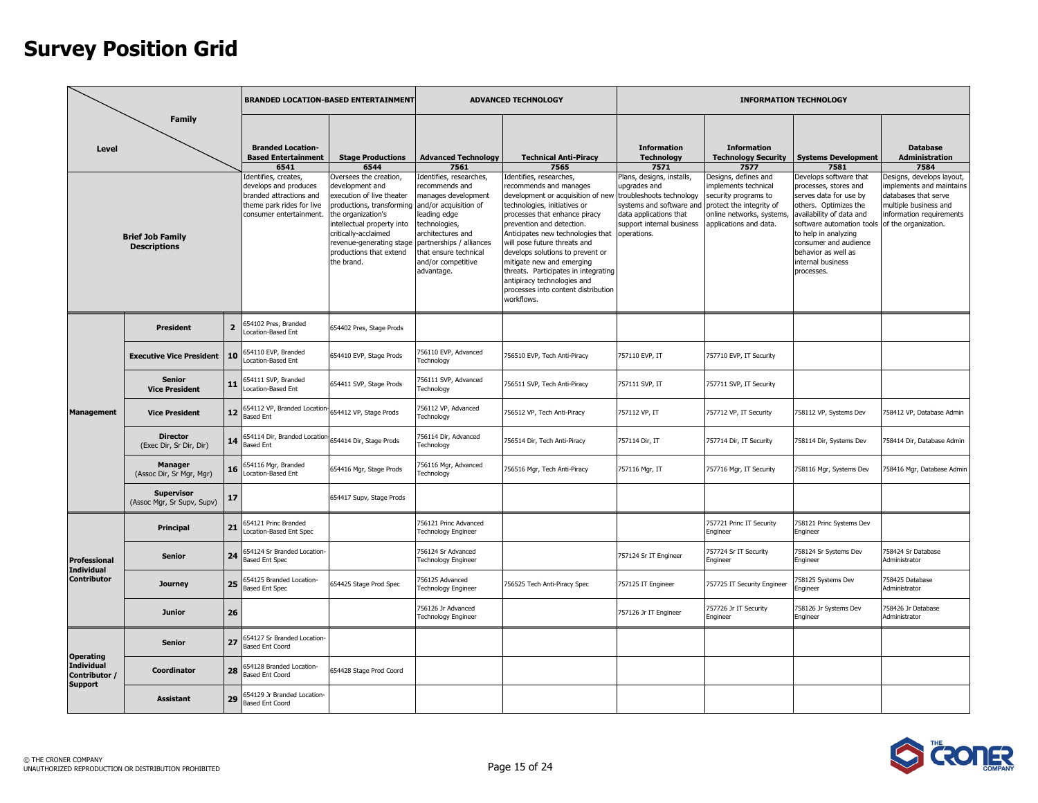# Survey Position Grid

| Level | | | BRANDED LOCATION-BASED ENTERTAINMENT | | ADVANCED TECHNOLOGY | | INFORMATION TECHNOLOGY | | | |
|---|---|---|---|---|---|---|---|---|---|---|
| Family | | | **Branded Location-Based Entertainment 6541** | **Stage Productions 6544** | **Advanced Technology 7561** | **Technical Anti-Piracy 7565** | **Information Technology 7571** | **Information Technology Security 7577** | **Systems Development 7581** | **Database Administration 7584** |
| **Brief Job Family Descriptions** | | | Identifies, creates, develops and produces branded attractions and theme park rides for live consumer entertainment. | Oversees the creation, development and execution of live theater productions, transforming the organization's intellectual property into critically-acclaimed revenue-generating stage productions that extend the brand. | Identifies, researches, recommends and manages development and/or acquisition of leading edge technologies, architectures and partnerships / alliances that ensure technical and/or competitive advantage. | Identifies, researches, recommends and manages development or acquisition of new technologies, initiatives or processes that enhance piracy prevention and detection. Anticipates new technologies that will pose future threats and develops solutions to prevent or mitigate new and emerging threats. Participates in integrating antipiracy technologies and processes into content distribution workflows. | Plans, designs, installs, upgrades and troubleshoots technology systems and software and data applications that support internal business operations. | Designs, defines and implements technical security programs to protect the integrity of online networks, systems, applications and data. | Develops software that processes, stores and serves data for use by others. Optimizes the availability of data and software automation tools to help in analyzing consumer and audience behavior as well as internal business processes. | Designs, develops layout, implements and maintains databases that serve multiple business and information requirements of the organization. |
| **Management** | **President** | **2** | 654102 Pres, Branded Location-Based Ent | 654402 Pres, Stage Prods | | | | | | |
| | **Executive Vice President** | **10** | 654110 EVP, Branded Location-Based Ent | 654410 EVP, Stage Prods | 756110 EVP, Advanced Technology | 756510 EVP, Tech Anti-Piracy | 757110 EVP, IT | 757710 EVP, IT Security | | |
| | **Senior Vice President** | **11** | 654111 SVP, Branded Location-Based Ent | 654411 SVP, Stage Prods | 756111 SVP, Advanced Technology | 756511 SVP, Tech Anti-Piracy | 757111 SVP, IT | 757711 SVP, IT Security | | |
| | **Vice President** | **12** | 654112 VP, Branded Location-Based Ent | 654412 VP, Stage Prods | 756112 VP, Advanced Technology | 756512 VP, Tech Anti-Piracy | 757112 VP, IT | 757712 VP, IT Security | 758112 VP, Systems Dev | 758412 VP, Database Admin |
| | **Director** (Exec Dir, Sr Dir, Dir) | **14** | 654114 Dir, Branded Location-Based Ent | 654414 Dir, Stage Prods | 756114 Dir, Advanced Technology | 756514 Dir, Tech Anti-Piracy | 757114 Dir, IT | 757714 Dir, IT Security | 758114 Dir, Systems Dev | 758414 Dir, Database Admin |
| | **Manager** (Assoc Dir, Sr Mgr, Mgr) | **16** | 654116 Mgr, Branded Location-Based Ent | 654416 Mgr, Stage Prods | 756116 Mgr, Advanced Technology | 756516 Mgr, Tech Anti-Piracy | 757116 Mgr, IT | 757716 Mgr, IT Security | 758116 Mgr, Systems Dev | 758416 Mgr, Database Admin |
| | **Supervisor** (Assoc Mgr, Sr Supv, Supv) | **17** | | 654417 Supv, Stage Prods | | | | | | |
| **Professional Individual Contributor** | **Principal** | **21** | 654121 Princ Branded Location-Based Ent Spec | | 756121 Princ Advanced Technology Engineer | | | 757721 Princ IT Security Engineer | 758121 Princ Systems Dev Engineer | |
| | **Senior** | **24** | 654124 Sr Branded Location-Based Ent Spec | | 756124 Sr Advanced Technology Engineer | | 757124 Sr IT Engineer | 757724 Sr IT Security Engineer | 758124 Sr Systems Dev Engineer | 758424 Sr Database Administrator |
| | **Journey** | **25** | 654125 Branded Location-Based Ent Spec | 654425 Stage Prod Spec | 756125 Advanced Technology Engineer | 756525 Tech Anti-Piracy Spec | 757125 IT Engineer | 757725 IT Security Engineer | 758125 Systems Dev Engineer | 758425 Database Administrator |
| | **Junior** | **26** | | | 756126 Jr Advanced Technology Engineer | | 757126 Jr IT Engineer | 757726 Jr IT Security Engineer | 758126 Jr Systems Dev Engineer | 758426 Jr Database Administrator |
| **Operating Individual Contributor / Support** | **Senior** | **27** | 654127 Sr Branded Location-Based Ent Coord | | | | | | | |
| | **Coordinator** | **28** | 654128 Branded Location-Based Ent Coord | 654428 Stage Prod Coord | | | | | | |
| | **Assistant** | **29** | 654129 Jr Branded Location-Based Ent Coord | | | | | | | |

© THE CRONER COMPANY
UNAUTHORIZED REPRODUCTION OR DISTRIBUTION PROHIBITED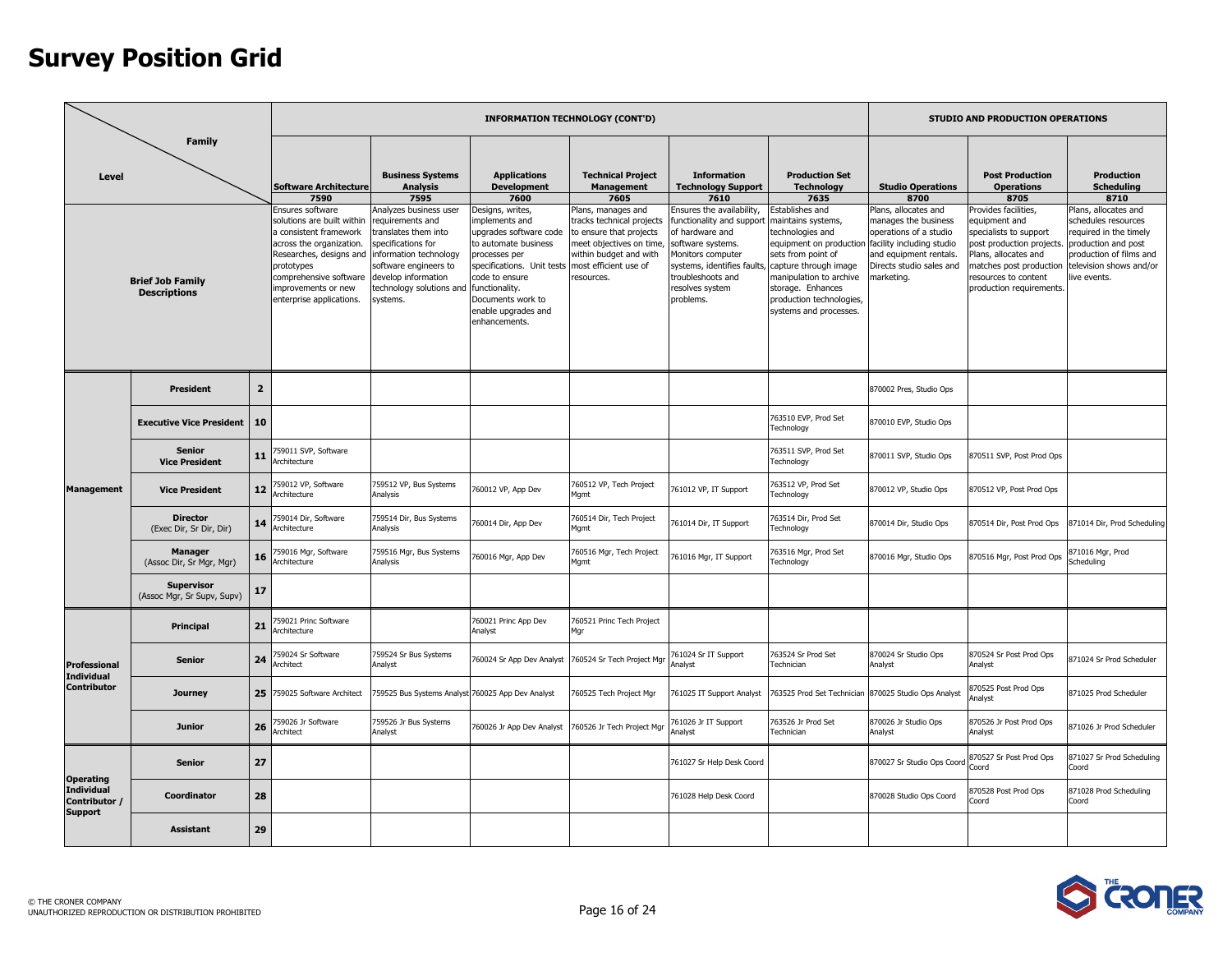# Survey Position Grid

| Level | | | INFORMATION TECHNOLOGY (CONT'D) | | | | | | STUDIO AND PRODUCTION OPERATIONS | | |
|---|---|---|---|---|---|---|---|---|---|---|---|
| Family | | | **Software Architecture** 7590 | **Business Systems Analysis** 7595 | **Applications Development** 7600 | **Technical Project Management** 7605 | **Information Technology Support** 7610 | **Production Set Technology** 7635 | **Studio Operations** 8700 | **Post Production Operations** 8705 | **Production Scheduling** 8710 |
| **Brief Job Family Descriptions** | | | Ensures software solutions are built within a consistent framework across the organization. Researches, designs and prototypes comprehensive software improvements or new enterprise applications. | Analyzes business user requirements and translates them into specifications for information technology software engineers to develop information technology solutions and systems. | Designs, writes, implements and upgrades software code to automate business processes per specifications. Unit tests code to ensure functionality. Documents work to enable upgrades and enhancements. | Plans, manages and tracks technical projects to ensure that projects meet objectives on time, within budget and with most efficient use of resources. | Ensures the availability, functionality and support of hardware and software systems. Monitors computer systems, identifies faults, troubleshoots and resolves system problems. | Establishes and maintains systems, technologies and equipment on production sets from point of capture through image manipulation to archive storage. Enhances production technologies, systems and processes. | Plans, allocates and manages the business operations of a studio facility including studio and equipment rentals. Directs studio sales and marketing. | Provides facilities, equipment and specialists to support post production projects. Plans, allocates and matches post production resources to content production requirements. | Plans, allocates and schedules resources required in the timely production and post production of films and television shows and/or live events. |
| **Management** | **President** | **2** | | | | | | | 870002 Pres, Studio Ops | | |
| | **Executive Vice President** | **10** | | | | | | 763510 EVP, Prod Set Technology | 870010 EVP, Studio Ops | | |
| | **Senior Vice President** | **11** | 759011 SVP, Software Architecture | | | | | 763511 SVP, Prod Set Technology | 870011 SVP, Studio Ops | 870511 SVP, Post Prod Ops | |
| | **Vice President** | **12** | 759012 VP, Software Architecture | 759512 VP, Bus Systems Analysis | 760012 VP, App Dev | 760512 VP, Tech Project Mgmt | 761012 VP, IT Support | 763512 VP, Prod Set Technology | 870012 VP, Studio Ops | 870512 VP, Post Prod Ops | |
| | **Director** (Exec Dir, Sr Dir, Dir) | **14** | 759014 Dir, Software Architecture | 759514 Dir, Bus Systems Analysis | 760014 Dir, App Dev | 760514 Dir, Tech Project Mgmt | 761014 Dir, IT Support | 763514 Dir, Prod Set Technology | 870014 Dir, Studio Ops | 870514 Dir, Post Prod Ops | 871014 Dir, Prod Scheduling |
| | **Manager** (Assoc Dir, Sr Mgr, Mgr) | **16** | 759016 Mgr, Software Architecture | 759516 Mgr, Bus Systems Analysis | 760016 Mgr, App Dev | 760516 Mgr, Tech Project Mgmt | 761016 Mgr, IT Support | 763516 Mgr, Prod Set Technology | 870016 Mgr, Studio Ops | 870516 Mgr, Post Prod Ops | 871016 Mgr, Prod Scheduling |
| | **Supervisor** (Assoc Mgr, Sr Supv, Supv) | **17** | | | | | | | | | |
| **Professional Individual Contributor** | **Principal** | **21** | 759021 Princ Software Architecture | | 760021 Princ App Dev Analyst | 760521 Princ Tech Project Mgr | | | | | |
| | **Senior** | **24** | 759024 Sr Software Architect | 759524 Sr Bus Systems Analyst | 760024 Sr App Dev Analyst | 760524 Sr Tech Project Mgr | 761024 Sr IT Support Analyst | 763524 Sr Prod Set Technician | 870024 Sr Studio Ops Analyst | 870524 Sr Post Prod Ops Analyst | 871024 Sr Prod Scheduler |
| | **Journey** | **25** | 759025 Software Architect | 759525 Bus Systems Analyst | 760025 App Dev Analyst | 760525 Tech Project Mgr | 761025 IT Support Analyst | 763525 Prod Set Technician | 870025 Studio Ops Analyst | 870525 Post Prod Ops Analyst | 871025 Prod Scheduler |
| | **Junior** | **26** | 759026 Jr Software Architect | 759526 Jr Bus Systems Analyst | 760026 Jr App Dev Analyst | 760526 Jr Tech Project Mgr | 761026 Jr IT Support Analyst | 763526 Jr Prod Set Technician | 870026 Jr Studio Ops Analyst | 870526 Jr Post Prod Ops Analyst | 871026 Jr Prod Scheduler |
| **Operating Individual Contributor / Support** | **Senior** | **27** | | | | | 761027 Sr Help Desk Coord | | 870027 Sr Studio Ops Coord | 870527 Sr Post Prod Ops Coord | 871027 Sr Prod Scheduling Coord |
| | **Coordinator** | **28** | | | | | 761028 Help Desk Coord | | 870028 Studio Ops Coord | 870528 Post Prod Ops Coord | 871028 Prod Scheduling Coord |
| | **Assistant** | **29** | | | | | | | | | |

© THE CRONER COMPANY
UNAUTHORIZED REPRODUCTION OR DISTRIBUTION PROHIBITED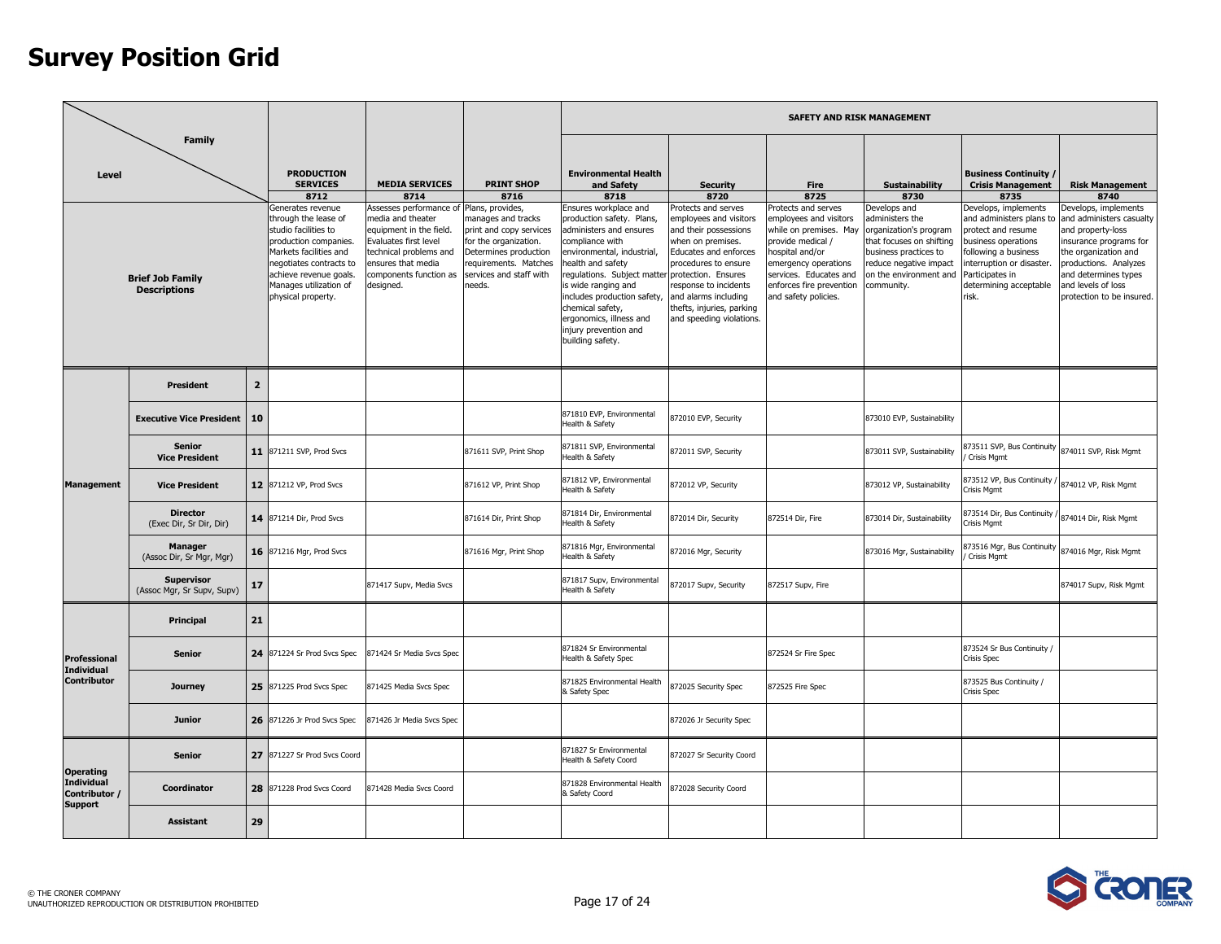# Survey Position Grid

| Level | | | PRODUCTION SERVICES 8712 | MEDIA SERVICES 8714 | PRINT SHOP 8716 | SAFETY AND RISK MANAGEMENT — Environmental Health and Safety 8718 | Security 8720 | Fire 8725 | Sustainability 8730 | Business Continuity / Crisis Management 8735 | Risk Management 8740 |
|---|---|---|---|---|---|---|---|---|---|---|---|
| Brief Job Family Descriptions | | | Generates revenue through the lease of studio facilities to production companies. Markets facilities and negotiates contracts to achieve revenue goals. Manages utilization of physical property. | Assesses performance of media and theater equipment in the field. Evaluates first level technical problems and ensures that media components function as designed. | Plans, provides, manages and tracks print and copy services for the organization. Determines production requirements. Matches services and staff with needs. | Ensures workplace and production safety. Plans, administers and ensures compliance with environmental, industrial, health and safety regulations. Subject matter is wide ranging and includes production safety, chemical safety, ergonomics, illness and injury prevention and building safety. | Protects and serves employees and visitors and their possessions when on premises. Educates and enforces procedures to ensure protection. Ensures response to incidents and alarms including thefts, injuries, parking and speeding violations. | Protects and serves employees and visitors while on premises. May provide medical / hospital and/or emergency operations services. Educates and enforces fire prevention and safety policies. | Develops and administers the organization's program that focuses on shifting business practices to reduce negative impact on the environment and community. | Develops, implements and administers plans to protect and resume business operations following a business interruption or disaster. Participates in determining acceptable risk. | Develops, implements and administers casualty and property-loss insurance programs for the organization and productions. Analyzes and determines types and levels of loss protection to be insured. |
| Management | President | 2 | | | | | | | | | |
| Management | Executive Vice President | 10 | | | | 871810 EVP, Environmental Health & Safety | 872010 EVP, Security | | 873010 EVP, Sustainability | | |
| Management | Senior Vice President | 11 | 871211 SVP, Prod Svcs | | 871611 SVP, Print Shop | 871811 SVP, Environmental Health & Safety | 872011 SVP, Security | | 873011 SVP, Sustainability | 873511 SVP, Bus Continuity / Crisis Mgmt | 874011 SVP, Risk Mgmt |
| Management | Vice President | 12 | 871212 VP, Prod Svcs | | 871612 VP, Print Shop | 871812 VP, Environmental Health & Safety | 872012 VP, Security | | 873012 VP, Sustainability | 873512 VP, Bus Continuity / Crisis Mgmt | 874012 VP, Risk Mgmt |
| Management | Director (Exec Dir, Sr Dir, Dir) | 14 | 871214 Dir, Prod Svcs | | 871614 Dir, Print Shop | 871814 Dir, Environmental Health & Safety | 872014 Dir, Security | 872514 Dir, Fire | 873014 Dir, Sustainability | 873514 Dir, Bus Continuity / Crisis Mgmt | 874014 Dir, Risk Mgmt |
| Management | Manager (Assoc Dir, Sr Mgr, Mgr) | 16 | 871216 Mgr, Prod Svcs | | 871616 Mgr, Print Shop | 871816 Mgr, Environmental Health & Safety | 872016 Mgr, Security | | 873016 Mgr, Sustainability | 873516 Mgr, Bus Continuity / Crisis Mgmt | 874016 Mgr, Risk Mgmt |
| Management | Supervisor (Assoc Mgr, Sr Supv, Supv) | 17 | | 871417 Supv, Media Svcs | | 871817 Supv, Environmental Health & Safety | 872017 Supv, Security | 872517 Supv, Fire | | | 874017 Supv, Risk Mgmt |
| Professional Individual Contributor | Principal | 21 | | | | | | | | | |
| Professional Individual Contributor | Senior | 24 | 871224 Sr Prod Svcs Spec | 871424 Sr Media Svcs Spec | | 871824 Sr Environmental Health & Safety Spec | | 872524 Sr Fire Spec | | 873524 Sr Bus Continuity / Crisis Spec | |
| Professional Individual Contributor | Journey | 25 | 871225 Prod Svcs Spec | 871425 Media Svcs Spec | | 871825 Environmental Health & Safety Spec | 872025 Security Spec | 872525 Fire Spec | | 873525 Bus Continuity / Crisis Spec | |
| Professional Individual Contributor | Junior | 26 | 871226 Jr Prod Svcs Spec | 871426 Jr Media Svcs Spec | | | 872026 Jr Security Spec | | | | |
| Operating Individual Contributor / Support | Senior | 27 | 871227 Sr Prod Svcs Coord | | | 871827 Sr Environmental Health & Safety Coord | 872027 Sr Security Coord | | | | |
| Operating Individual Contributor / Support | Coordinator | 28 | 871228 Prod Svcs Coord | 871428 Media Svcs Coord | | 871828 Environmental Health & Safety Coord | 872028 Security Coord | | | | |
| Operating Individual Contributor / Support | Assistant | 29 | | | | | | | | | |

© THE CRONER COMPANY
UNAUTHORIZED REPRODUCTION OR DISTRIBUTION PROHIBITED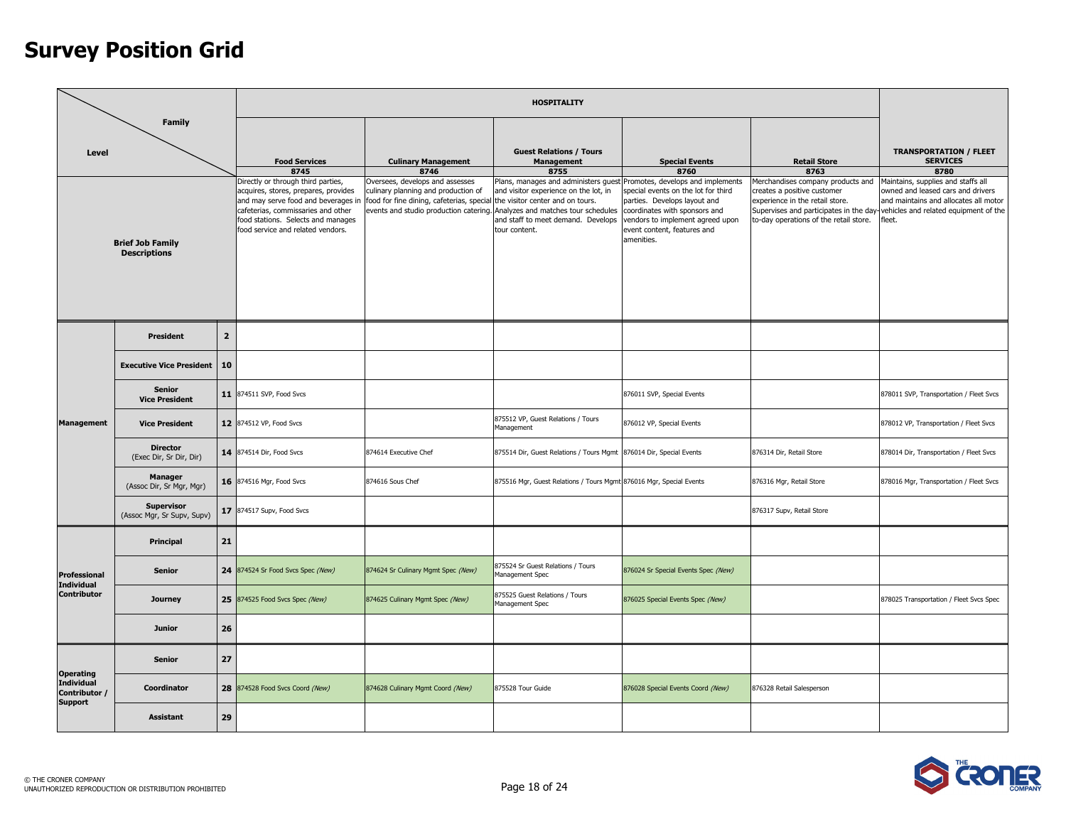# Survey Position Grid

| Level | | | HOSPITALITY | | | | | TRANSPORTATION / FLEET SERVICES |
|---|---|---|---|---|---|---|---|---|
| | | | Food Services 8745 | Culinary Management 8746 | Guest Relations / Tours Management 8755 | Special Events 8760 | Retail Store 8763 | 8780 |
| Brief Job Family Descriptions | | | Directly or through third parties, acquires, stores, prepares, provides and may serve food and beverages in cafeterias, commissaries and other food stations. Selects and manages food service and related vendors. | Oversees, develops and assesses culinary planning and production of food for fine dining, cafeterias, special events and studio production catering. | Plans, manages and administers guest and visitor experience on the lot, in the visitor center and on tours. Analyzes and matches tour schedules and staff to meet demand. Develops tour content. | Promotes, develops and implements special events on the lot for third parties. Develops layout and coordinates with sponsors and vendors to implement agreed upon event content, features and amenities. | Merchandises company products and creates a positive customer experience in the retail store. Supervises and participates in the day-to-day operations of the retail store. | Maintains, supplies and staffs all owned and leased cars and drivers and maintains and allocates all motor vehicles and related equipment of the fleet. |
| Management | President | 2 | | | | | | |
| Management | Executive Vice President | 10 | | | | | | |
| Management | Senior Vice President | 11 | 874511 SVP, Food Svcs | | | 876011 SVP, Special Events | | 878011 SVP, Transportation / Fleet Svcs |
| Management | Vice President | 12 | 874512 VP, Food Svcs | | 875512 VP, Guest Relations / Tours Management | 876012 VP, Special Events | | 878012 VP, Transportation / Fleet Svcs |
| Management | Director (Exec Dir, Sr Dir, Dir) | 14 | 874514 Dir, Food Svcs | 874614 Executive Chef | 875514 Dir, Guest Relations / Tours Mgmt | 876014 Dir, Special Events | 876314 Dir, Retail Store | 878014 Dir, Transportation / Fleet Svcs |
| Management | Manager (Assoc Dir, Sr Mgr, Mgr) | 16 | 874516 Mgr, Food Svcs | 874616 Sous Chef | 875516 Mgr, Guest Relations / Tours Mgmt | 876016 Mgr, Special Events | 876316 Mgr, Retail Store | 878016 Mgr, Transportation / Fleet Svcs |
| Management | Supervisor (Assoc Mgr, Sr Supv, Supv) | 17 | 874517 Supv, Food Svcs | | | | 876317 Supv, Retail Store | |
| Professional Individual Contributor | Principal | 21 | | | | | | |
| Professional Individual Contributor | Senior | 24 | 874524 Sr Food Svcs Spec *(New)* | 874624 Sr Culinary Mgmt Spec *(New)* | 875524 Sr Guest Relations / Tours Management Spec | 876024 Sr Special Events Spec *(New)* | | |
| Professional Individual Contributor | Journey | 25 | 874525 Food Svcs Spec *(New)* | 874625 Culinary Mgmt Spec *(New)* | 875525 Guest Relations / Tours Management Spec | 876025 Special Events Spec *(New)* | | 878025 Transportation / Fleet Svcs Spec |
| Professional Individual Contributor | Junior | 26 | | | | | | |
| Operating Individual Contributor / Support | Senior | 27 | | | | | | |
| Operating Individual Contributor / Support | Coordinator | 28 | 874528 Food Svcs Coord *(New)* | 874628 Culinary Mgmt Coord *(New)* | 875528 Tour Guide | 876028 Special Events Coord *(New)* | 876328 Retail Salesperson | |
| Operating Individual Contributor / Support | Assistant | 29 | | | | | | |

© THE CRONER COMPANY
UNAUTHORIZED REPRODUCTION OR DISTRIBUTION PROHIBITED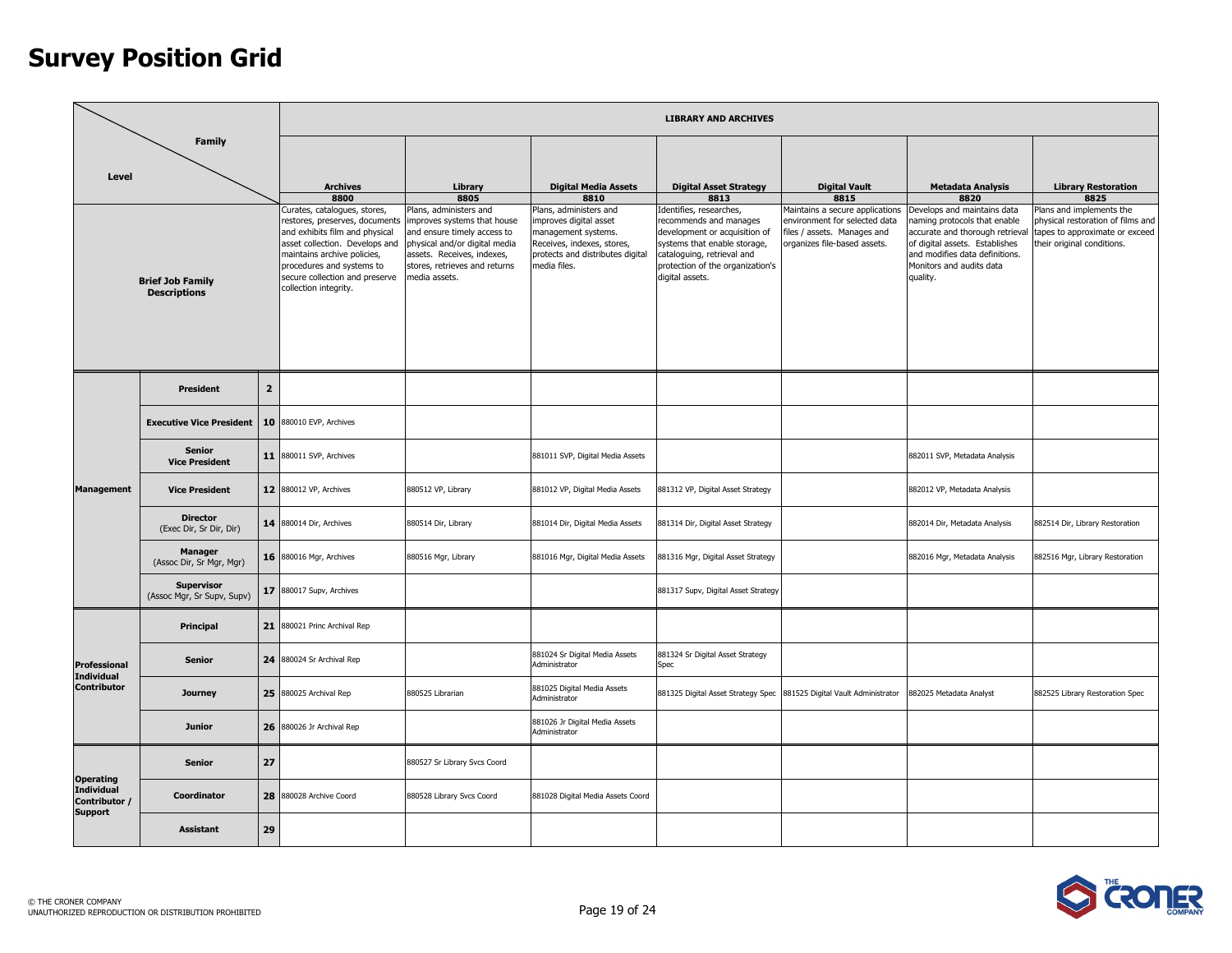# Survey Position Grid

| Level / Family | | | Archives 8800 | Library 8805 | Digital Media Assets 8810 | Digital Asset Strategy 8813 | Digital Vault 8815 | Metadata Analysis 8820 | Library Restoration 8825 |
|---|---|---|---|---|---|---|---|---|---|
| | | | **LIBRARY AND ARCHIVES** | | | | | | |
| **Brief Job Family Descriptions** | | | Curates, catalogues, stores, restores, preserves, documents and exhibits film and physical asset collection. Develops and maintains archive policies, procedures and systems to secure collection and preserve collection integrity. | Plans, administers and improves systems that house and ensure timely access to physical and/or digital media assets. Receives, indexes, stores, retrieves and returns media assets. | Plans, administers and improves digital asset management systems. Receives, indexes, stores, protects and distributes digital media files. | Identifies, researches, recommends and manages development or acquisition of systems that enable storage, cataloguing, retrieval and protection of the organization's digital assets. | Maintains a secure applications environment for selected data files / assets. Manages and organizes file-based assets. | Develops and maintains data naming protocols that enable accurate and thorough retrieval of digital assets. Establishes and modifies data definitions. Monitors and audits data quality. | Plans and implements the physical restoration of films and tapes to approximate or exceed their original conditions. |
| **Management** | **President** | **2** | | | | | | | |
| | **Executive Vice President** | **10** | 880010 EVP, Archives | | | | | | |
| | **Senior Vice President** | **11** | 880011 SVP, Archives | | 881011 SVP, Digital Media Assets | | | 882011 SVP, Metadata Analysis | |
| | **Vice President** | **12** | 880012 VP, Archives | 880512 VP, Library | 881012 VP, Digital Media Assets | 881312 VP, Digital Asset Strategy | | 882012 VP, Metadata Analysis | |
| | **Director** (Exec Dir, Sr Dir, Dir) | **14** | 880014 Dir, Archives | 880514 Dir, Library | 881014 Dir, Digital Media Assets | 881314 Dir, Digital Asset Strategy | | 882014 Dir, Metadata Analysis | 882514 Dir, Library Restoration |
| | **Manager** (Assoc Dir, Sr Mgr, Mgr) | **16** | 880016 Mgr, Archives | 880516 Mgr, Library | 881016 Mgr, Digital Media Assets | 881316 Mgr, Digital Asset Strategy | | 882016 Mgr, Metadata Analysis | 882516 Mgr, Library Restoration |
| | **Supervisor** (Assoc Mgr, Sr Supv, Supv) | **17** | 880017 Supv, Archives | | | 881317 Supv, Digital Asset Strategy | | | |
| **Professional Individual Contributor** | **Principal** | **21** | 880021 Princ Archival Rep | | | | | | |
| | **Senior** | **24** | 880024 Sr Archival Rep | | 881024 Sr Digital Media Assets Administrator | 881324 Sr Digital Asset Strategy Spec | | | |
| | **Journey** | **25** | 880025 Archival Rep | 880525 Librarian | 881025 Digital Media Assets Administrator | 881325 Digital Asset Strategy Spec | 881525 Digital Vault Administrator | 882025 Metadata Analyst | 882525 Library Restoration Spec |
| | **Junior** | **26** | 880026 Jr Archival Rep | | 881026 Jr Digital Media Assets Administrator | | | | |
| **Operating Individual Contributor / Support** | **Senior** | **27** | | 880527 Sr Library Svcs Coord | | | | | |
| | **Coordinator** | **28** | 880028 Archive Coord | 880528 Library Svcs Coord | 881028 Digital Media Assets Coord | | | | |
| | **Assistant** | **29** | | | | | | | |

© THE CRONER COMPANY
UNAUTHORIZED REPRODUCTION OR DISTRIBUTION PROHIBITED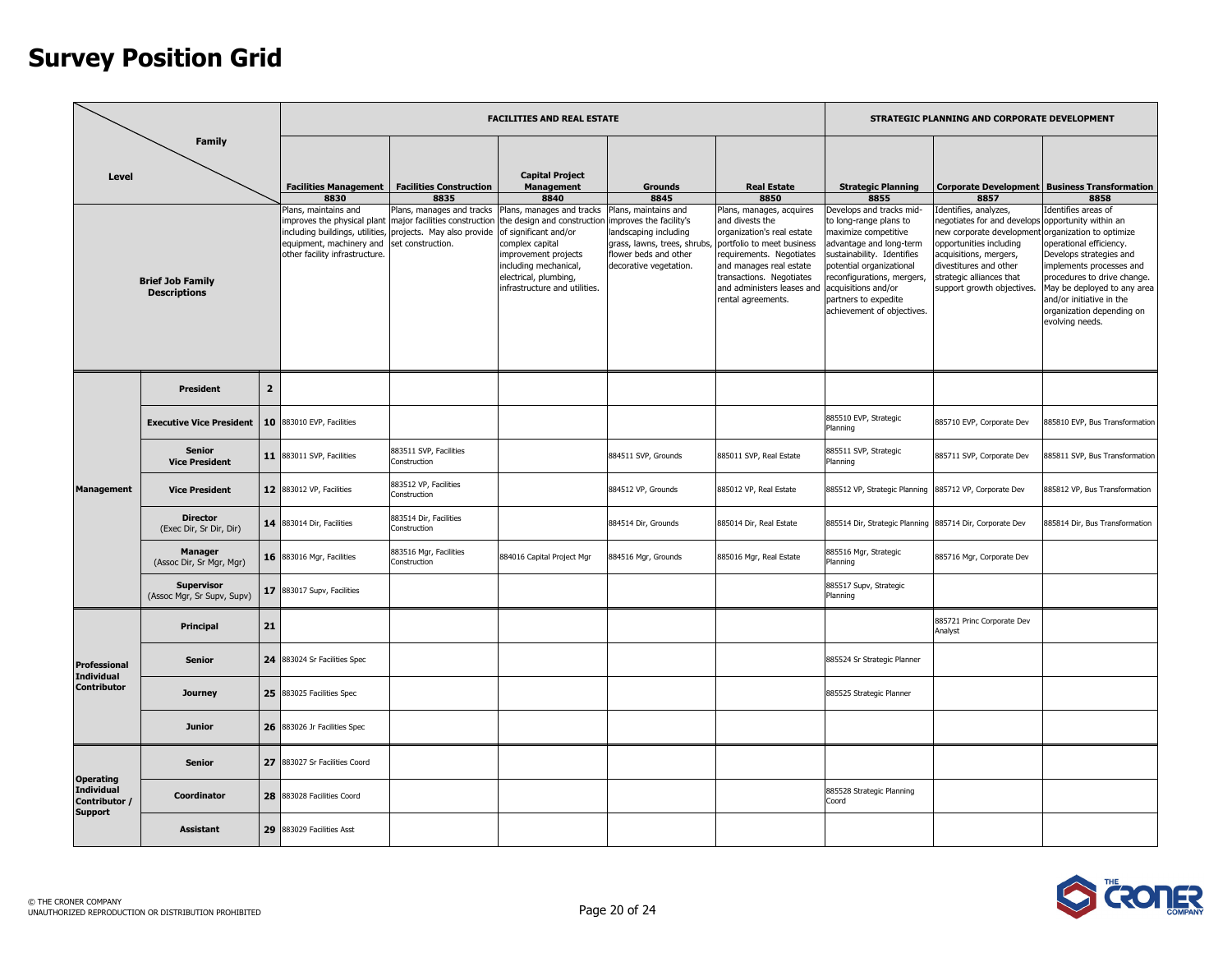# Survey Position Grid

| Level | | | FACILITIES AND REAL ESTATE | | | | | STRATEGIC PLANNING AND CORPORATE DEVELOPMENT | | |
|---|---|---|---|---|---|---|---|---|---|---|
| Family | | | Facilities Management 8830 | Facilities Construction 8835 | Capital Project Management 8840 | Grounds 8845 | Real Estate 8850 | Strategic Planning 8855 | Corporate Development 8857 | Business Transformation 8858 |
| Brief Job Family Descriptions | | | Plans, maintains and improves the physical plant including buildings, utilities, equipment, machinery and other facility infrastructure. | Plans, manages and tracks major facilities construction projects. May also provide set construction. | Plans, manages and tracks the design and construction of significant and/or complex capital improvement projects including mechanical, electrical, plumbing, infrastructure and utilities. | Plans, maintains and improves the facility's landscaping including grass, lawns, trees, shrubs, flower beds and other decorative vegetation. | Plans, manages, acquires and divests the organization's real estate portfolio to meet business requirements. Negotiates and manages real estate transactions. Negotiates and administers leases and rental agreements. | Develops and tracks mid- to long-range plans to maximize competitive advantage and long-term sustainability. Identifies potential organizational reconfigurations, mergers, acquisitions and/or partners to expedite achievement of objectives. | Identifies, analyzes, negotiates for and develops new corporate development opportunities including acquisitions, mergers, divestitures and other strategic alliances that support growth objectives. | Identifies areas of opportunity within an organization to optimize operational efficiency. Develops strategies and implements processes and procedures to drive change. May be deployed to any area and/or initiative in the organization depending on evolving needs. |
| Management | President | 2 | | | | | | | | |
| | Executive Vice President | 10 | 883010 EVP, Facilities | | | | | 885510 EVP, Strategic Planning | 885710 EVP, Corporate Dev | 885810 EVP, Bus Transformation |
| | Senior Vice President | 11 | 883011 SVP, Facilities | 883511 SVP, Facilities Construction | | 884511 SVP, Grounds | 885011 SVP, Real Estate | 885511 SVP, Strategic Planning | 885711 SVP, Corporate Dev | 885811 SVP, Bus Transformation |
| | Vice President | 12 | 883012 VP, Facilities | 883512 VP, Facilities Construction | | 884512 VP, Grounds | 885012 VP, Real Estate | 885512 VP, Strategic Planning | 885712 VP, Corporate Dev | 885812 VP, Bus Transformation |
| | Director (Exec Dir, Sr Dir, Dir) | 14 | 883014 Dir, Facilities | 883514 Dir, Facilities Construction | | 884514 Dir, Grounds | 885014 Dir, Real Estate | 885514 Dir, Strategic Planning | 885714 Dir, Corporate Dev | 885814 Dir, Bus Transformation |
| | Manager (Assoc Dir, Sr Mgr, Mgr) | 16 | 883016 Mgr, Facilities | 883516 Mgr, Facilities Construction | 884016 Capital Project Mgr | 884516 Mgr, Grounds | 885016 Mgr, Real Estate | 885516 Mgr, Strategic Planning | 885716 Mgr, Corporate Dev | |
| | Supervisor (Assoc Mgr, Sr Supv, Supv) | 17 | 883017 Supv, Facilities | | | | | 885517 Supv, Strategic Planning | | |
| Professional Individual Contributor | Principal | 21 | | | | | | | 885721 Princ Corporate Dev Analyst | |
| | Senior | 24 | 883024 Sr Facilities Spec | | | | | 885524 Sr Strategic Planner | | |
| | Journey | 25 | 883025 Facilities Spec | | | | | 885525 Strategic Planner | | |
| | Junior | 26 | 883026 Jr Facilities Spec | | | | | | | |
| Operating Individual Contributor / Support | Senior | 27 | 883027 Sr Facilities Coord | | | | | | | |
| | Coordinator | 28 | 883028 Facilities Coord | | | | | 885528 Strategic Planning Coord | | |
| | Assistant | 29 | 883029 Facilities Asst | | | | | | | |

© THE CRONER COMPANY
UNAUTHORIZED REPRODUCTION OR DISTRIBUTION PROHIBITED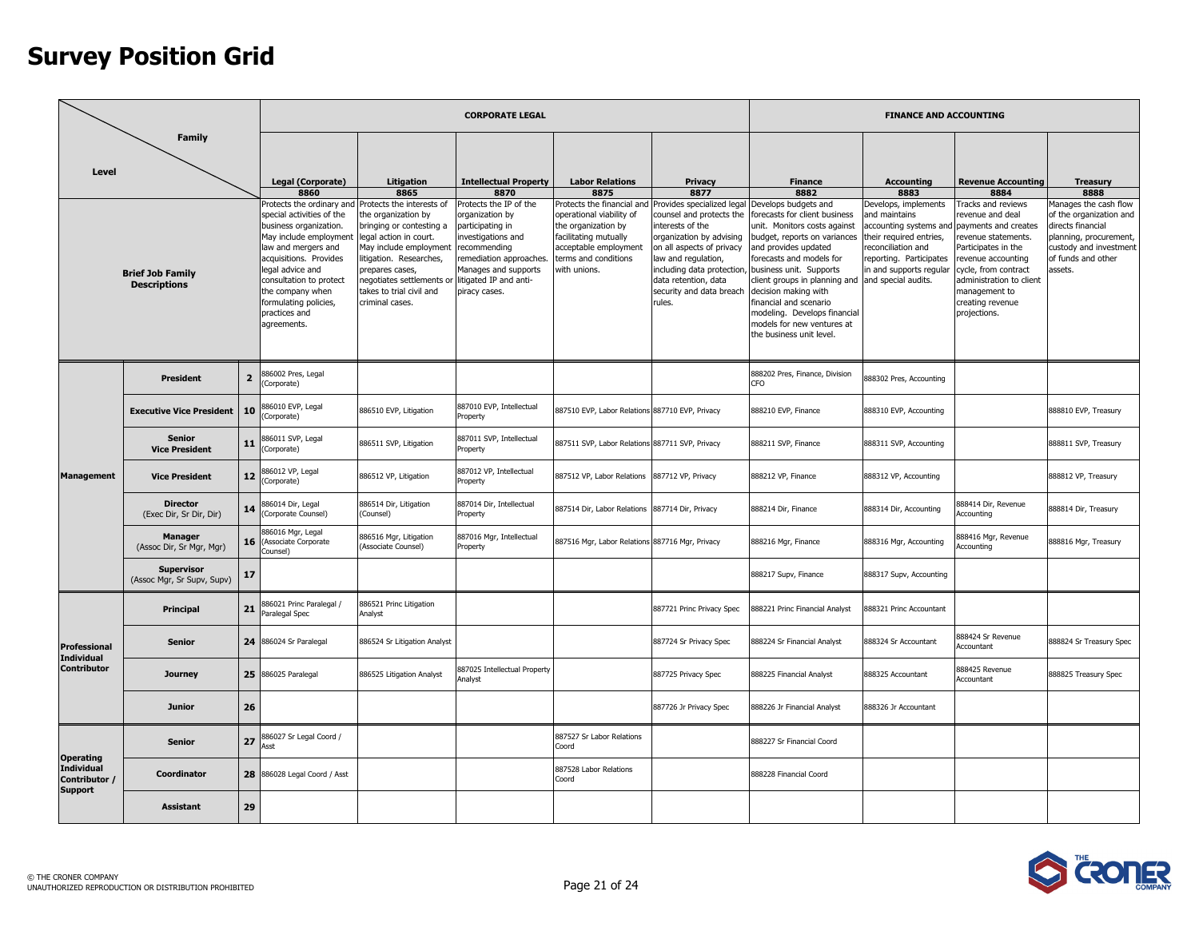# Survey Position Grid

| Level | | | CORPORATE LEGAL | | | | | FINANCE AND ACCOUNTING | | | |
|---|---|---|---|---|---|---|---|---|---|---|---|
| | Family | | Legal (Corporate) 8860 | Litigation 8865 | Intellectual Property 8870 | Labor Relations 8875 | Privacy 8877 | Finance 8882 | Accounting 8883 | Revenue Accounting 8884 | Treasury 8888 |
| Brief Job Family Descriptions | | | Protects the ordinary and special activities of the business organization. May include employment law and mergers and acquisitions. Provides legal advice and consultation to protect the company when formulating policies, practices and agreements. | Protects the interests of the organization by bringing or contesting a legal action in court. May include employment litigation. Researches, prepares cases, negotiates settlements or takes to trial civil and criminal cases. | Protects the IP of the organization by participating in investigations and recommending remediation approaches. Manages and supports litigated IP and anti-piracy cases. | Protects the financial and operational viability of the organization by facilitating mutually acceptable employment terms and conditions with unions. | Provides specialized legal counsel and protects the interests of the organization by advising on all aspects of privacy law and regulation, including data protection, data retention, data security and data breach rules. | Develops budgets and forecasts for client business unit. Monitors costs against budget, reports on variances and provides updated forecasts and models for business unit. Supports client groups in planning and decision making with financial and scenario modeling. Develops financial models for new ventures at the business unit level. | Develops, implements and maintains accounting systems and their required entries, reconciliation and reporting. Participates in and supports regular and special audits. | Tracks and reviews revenue and deal payments and creates revenue statements. Participates in the revenue accounting cycle, from contract administration to client management to creating revenue projections. | Manages the cash flow of the organization and directs financial planning, procurement, custody and investment of funds and other assets. |
| Management | President | 2 | 886002 Pres, Legal (Corporate) | | | | | 888202 Pres, Finance, Division CFO | 888302 Pres, Accounting | | |
| | Executive Vice President | 10 | 886010 EVP, Legal (Corporate) | 886510 EVP, Litigation | 887010 EVP, Intellectual Property | 887510 EVP, Labor Relations | 887710 EVP, Privacy | 888210 EVP, Finance | 888310 EVP, Accounting | | 888810 EVP, Treasury |
| | Senior Vice President | 11 | 886011 SVP, Legal (Corporate) | 886511 SVP, Litigation | 887011 SVP, Intellectual Property | 887511 SVP, Labor Relations | 887711 SVP, Privacy | 888211 SVP, Finance | 888311 SVP, Accounting | | 888811 SVP, Treasury |
| | Vice President | 12 | 886012 VP, Legal (Corporate) | 886512 VP, Litigation | 887012 VP, Intellectual Property | 887512 VP, Labor Relations | 887712 VP, Privacy | 888212 VP, Finance | 888312 VP, Accounting | | 888812 VP, Treasury |
| | Director (Exec Dir, Sr Dir, Dir) | 14 | 886014 Dir, Legal (Corporate Counsel) | 886514 Dir, Litigation (Counsel) | 887014 Dir, Intellectual Property | 887514 Dir, Labor Relations | 887714 Dir, Privacy | 888214 Dir, Finance | 888314 Dir, Accounting | 888414 Dir, Revenue Accounting | 888814 Dir, Treasury |
| | Manager (Assoc Dir, Sr Mgr, Mgr) | 16 | 886016 Mgr, Legal (Associate Corporate Counsel) | 886516 Mgr, Litigation (Associate Counsel) | 887016 Mgr, Intellectual Property | 887516 Mgr, Labor Relations | 887716 Mgr, Privacy | 888216 Mgr, Finance | 888316 Mgr, Accounting | 888416 Mgr, Revenue Accounting | 888816 Mgr, Treasury |
| | Supervisor (Assoc Mgr, Sr Supv, Supv) | 17 | | | | | | 888217 Supv, Finance | 888317 Supv, Accounting | | |
| Professional Individual Contributor | Principal | 21 | 886021 Princ Paralegal / Paralegal Spec | 886521 Princ Litigation Analyst | | | 887721 Princ Privacy Spec | 888221 Princ Financial Analyst | 888321 Princ Accountant | | |
| | Senior | 24 | 886024 Sr Paralegal | 886524 Sr Litigation Analyst | | | 887724 Sr Privacy Spec | 888224 Sr Financial Analyst | 888324 Sr Accountant | 888424 Sr Revenue Accountant | 888824 Sr Treasury Spec |
| | Journey | 25 | 886025 Paralegal | 886525 Litigation Analyst | 887025 Intellectual Property Analyst | | 887725 Privacy Spec | 888225 Financial Analyst | 888325 Accountant | 888425 Revenue Accountant | 888825 Treasury Spec |
| | Junior | 26 | | | | | 887726 Jr Privacy Spec | 888226 Jr Financial Analyst | 888326 Jr Accountant | | |
| Operating Individual Contributor / Support | Senior | 27 | 886027 Sr Legal Coord / Asst | | | 887527 Sr Labor Relations Coord | | 888227 Sr Financial Coord | | | |
| | Coordinator | 28 | 886028 Legal Coord / Asst | | | 887528 Labor Relations Coord | | 888228 Financial Coord | | | |
| | Assistant | 29 | | | | | | | | | |

© THE CRONER COMPANY
UNAUTHORIZED REPRODUCTION OR DISTRIBUTION PROHIBITED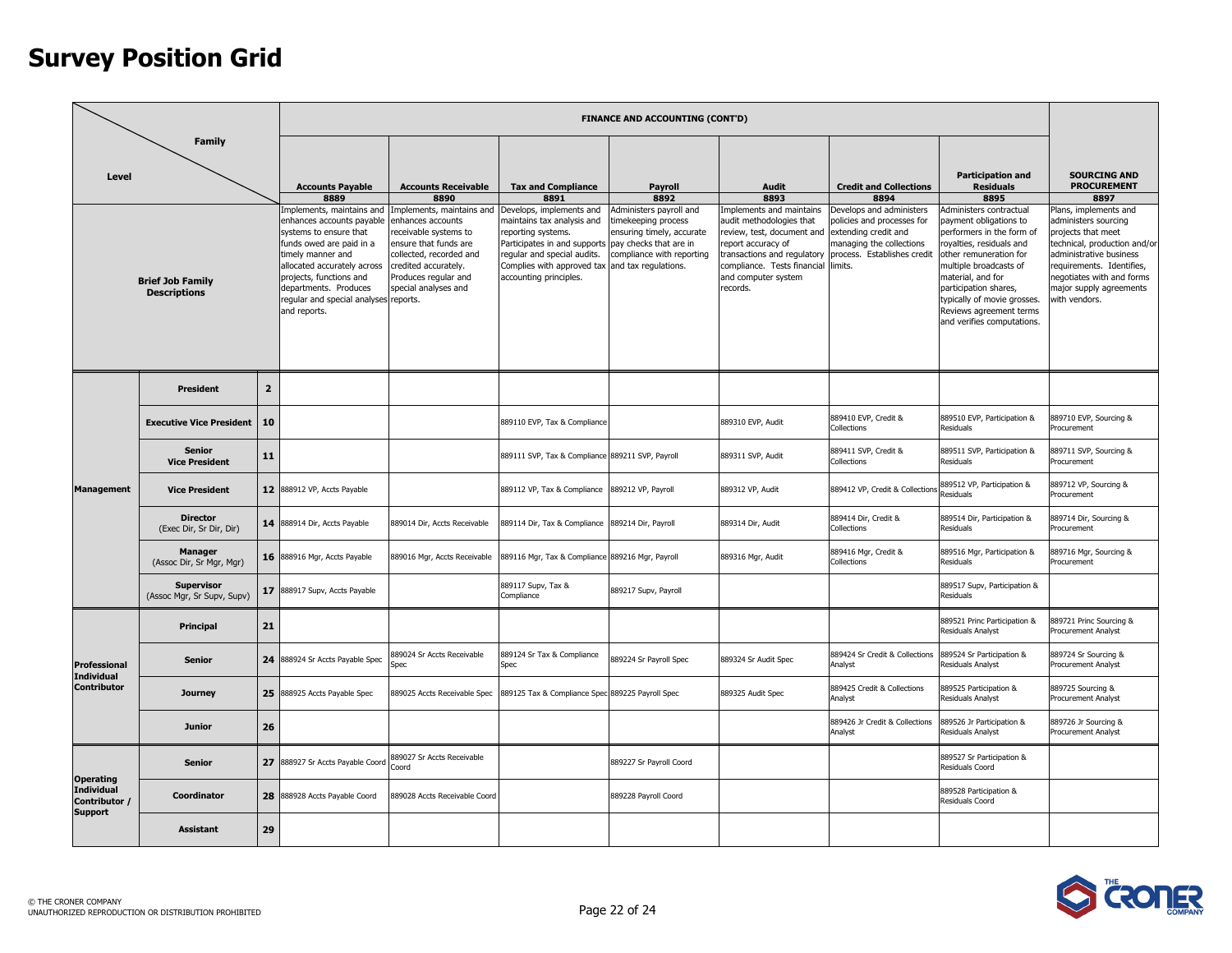# Survey Position Grid

| Level | | | FINANCE AND ACCOUNTING (CONT'D) | | | | | | | SOURCING AND PROCUREMENT |
|---|---|---|---|---|---|---|---|---|---|---|
| Family | | | Accounts Payable 8889 | Accounts Receivable 8890 | Tax and Compliance 8891 | Payroll 8892 | Audit 8893 | Credit and Collections 8894 | Participation and Residuals 8895 | 8897 |
| Brief Job Family Descriptions | | | Implements, maintains and enhances accounts payable systems to ensure that funds owed are paid in a timely manner and allocated accurately across projects, functions and departments. Produces regular and special analyses and reports. | Implements, maintains and enhances accounts receivable systems to ensure that funds are collected, recorded and credited accurately. Produces regular and special analyses and reports. | Develops, implements and maintains tax analysis and reporting systems. Participates in and supports regular and special audits. Complies with approved tax accounting principles. | Administers payroll and timekeeping process ensuring timely, accurate pay checks that are in compliance with reporting and tax regulations. | Implements and maintains audit methodologies that review, test, document and report accuracy of transactions and regulatory compliance. Tests financial and computer system records. | Develops and administers policies and processes for extending credit and managing the collections process. Establishes credit limits. | Administers contractual payment obligations to performers in the form of royalties, residuals and other remuneration for multiple broadcasts of material, and for participation shares, typically of movie grosses. Reviews agreement terms and verifies computations. | Plans, implements and administers sourcing projects that meet technical, production and/or administrative business requirements. Identifies, negotiates with and forms major supply agreements with vendors. |
| Management | President | 2 | | | | | | | | |
| | Executive Vice President | 10 | | | 889110 EVP, Tax & Compliance | | 889310 EVP, Audit | 889410 EVP, Credit & Collections | 889510 EVP, Participation & Residuals | 889710 EVP, Sourcing & Procurement |
| | Senior Vice President | 11 | | | 889111 SVP, Tax & Compliance | 889211 SVP, Payroll | 889311 SVP, Audit | 889411 SVP, Credit & Collections | 889511 SVP, Participation & Residuals | 889711 SVP, Sourcing & Procurement |
| | Vice President | 12 | 888912 VP, Accts Payable | | 889112 VP, Tax & Compliance | 889212 VP, Payroll | 889312 VP, Audit | 889412 VP, Credit & Collections | 889512 VP, Participation & Residuals | 889712 VP, Sourcing & Procurement |
| | Director (Exec Dir, Sr Dir, Dir) | 14 | 888914 Dir, Accts Payable | 889014 Dir, Accts Receivable | 889114 Dir, Tax & Compliance | 889214 Dir, Payroll | 889314 Dir, Audit | 889414 Dir, Credit & Collections | 889514 Dir, Participation & Residuals | 889714 Dir, Sourcing & Procurement |
| | Manager (Assoc Dir, Sr Mgr, Mgr) | 16 | 888916 Mgr, Accts Payable | 889016 Mgr, Accts Receivable | 889116 Mgr, Tax & Compliance | 889216 Mgr, Payroll | 889316 Mgr, Audit | 889416 Mgr, Credit & Collections | 889516 Mgr, Participation & Residuals | 889716 Mgr, Sourcing & Procurement |
| | Supervisor (Assoc Mgr, Sr Supv, Supv) | 17 | 888917 Supv, Accts Payable | | 889117 Supv, Tax & Compliance | 889217 Supv, Payroll | | | 889517 Supv, Participation & Residuals | |
| Professional Individual Contributor | Principal | 21 | | | | | | | 889521 Princ Participation & Residuals Analyst | 889721 Princ Sourcing & Procurement Analyst |
| | Senior | 24 | 888924 Sr Accts Payable Spec | 889024 Sr Accts Receivable Spec | 889124 Sr Tax & Compliance Spec | 889224 Sr Payroll Spec | 889324 Sr Audit Spec | 889424 Sr Credit & Collections Analyst | 889524 Sr Participation & Residuals Analyst | 889724 Sr Sourcing & Procurement Analyst |
| | Journey | 25 | 888925 Accts Payable Spec | 889025 Accts Receivable Spec | 889125 Tax & Compliance Spec | 889225 Payroll Spec | 889325 Audit Spec | 889425 Credit & Collections Analyst | 889525 Participation & Residuals Analyst | 889725 Sourcing & Procurement Analyst |
| | Junior | 26 | | | | | | 889426 Jr Credit & Collections Analyst | 889526 Jr Participation & Residuals Analyst | 889726 Jr Sourcing & Procurement Analyst |
| Operating Individual Contributor / Support | Senior | 27 | 888927 Sr Accts Payable Coord | 889027 Sr Accts Receivable Coord | | 889227 Sr Payroll Coord | | | 889527 Sr Participation & Residuals Coord | |
| | Coordinator | 28 | 888928 Accts Payable Coord | 889028 Accts Receivable Coord | | 889228 Payroll Coord | | | 889528 Participation & Residuals Coord | |
| | Assistant | 29 | | | | | | | | |

© THE CRONER COMPANY
UNAUTHORIZED REPRODUCTION OR DISTRIBUTION PROHIBITED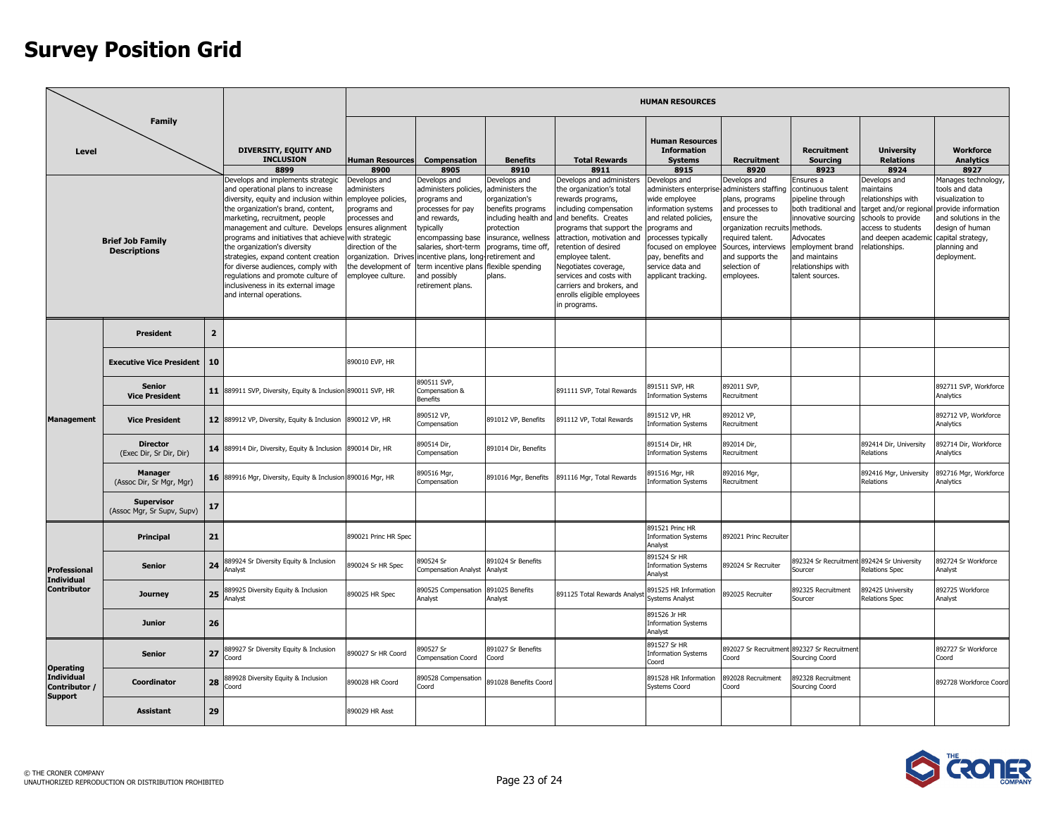# Survey Position Grid

| Level | | | DIVERSITY, EQUITY AND INCLUSION 8899 | Human Resources 8900 | Compensation 8905 | Benefits 8910 | Total Rewards 8911 | Human Resources Information Systems 8915 | Recruitment 8920 | Recruitment Sourcing 8923 | University Relations 8924 | Workforce Analytics 8927 |
|---|---|---|---|---|---|---|---|---|---|---|---|---|
| | | | | HUMAN RESOURCES | | | | | | | | |
| **Brief Job Family Descriptions** | | | Develops and implements strategic and operational plans to increase diversity, equity and inclusion within the organization's brand, content, marketing, recruitment, people management and culture. Develops programs and initiatives that achieve the organization's diversity strategies, expand content creation for diverse audiences, comply with regulations and promote culture of inclusiveness in its external image and internal operations. | Develops and administers employee policies, programs and processes and ensures alignment with strategic direction of the organization. Drives the development of employee culture. | Develops and administers policies, programs and processes for pay and rewards, typically encompassing base salaries, short-term incentive plans, long-term incentive plans and possibly retirement plans. | Develops and administers the organization's benefits programs including health and protection insurance, wellness programs, time off, retirement and flexible spending plans. | Develops and administers the organization's total rewards programs, including compensation and benefits. Creates programs that support the attraction, motivation and retention of desired employee talent. Negotiates coverage, services and costs with carriers and brokers, and enrolls eligible employees in programs. | Develops and administers enterprise-wide employee information systems and related policies, programs and processes typically focused on employee pay, benefits and service data and applicant tracking. | Develops and administers staffing plans, programs and processes to ensure the organization recruits required talent. Sources, interviews and supports the selection of employees. | Ensures a continuous talent pipeline through both traditional and innovative sourcing methods. Advocates employment brand and maintains relationships with talent sources. | Develops and maintains relationships with target and/or regional schools to provide access to students and deepen academic relationships. | Manages technology, tools and data visualization to provide information and solutions in the design of human capital strategy, planning and deployment. |
| **Management** | **President** | **2** | | | | | | | | | | |
| | **Executive Vice President** | **10** | | 890010 EVP, HR | | | | | | | | |
| | **Senior Vice President** | **11** | 889911 SVP, Diversity, Equity & Inclusion | 890011 SVP, HR | 890511 SVP, Compensation & Benefits | | 891111 SVP, Total Rewards | 891511 SVP, HR Information Systems | 892011 SVP, Recruitment | | | 892711 SVP, Workforce Analytics |
| | **Vice President** | **12** | 889912 VP, Diversity, Equity & Inclusion | 890012 VP, HR | 890512 VP, Compensation | 891012 VP, Benefits | 891112 VP, Total Rewards | 891512 VP, HR Information Systems | 892012 VP, Recruitment | | | 892712 VP, Workforce Analytics |
| | **Director** (Exec Dir, Sr Dir, Dir) | **14** | 889914 Dir, Diversity, Equity & Inclusion | 890014 Dir, HR | 890514 Dir, Compensation | 891014 Dir, Benefits | | 891514 Dir, HR Information Systems | 892014 Dir, Recruitment | | 892414 Dir, University Relations | 892714 Dir, Workforce Analytics |
| | **Manager** (Assoc Dir, Sr Mgr, Mgr) | **16** | 889916 Mgr, Diversity, Equity & Inclusion | 890016 Mgr, HR | 890516 Mgr, Compensation | 891016 Mgr, Benefits | 891116 Mgr, Total Rewards | 891516 Mgr, HR Information Systems | 892016 Mgr, Recruitment | | 892416 Mgr, University Relations | 892716 Mgr, Workforce Analytics |
| | **Supervisor** (Assoc Mgr, Sr Supv, Supv) | **17** | | | | | | | | | | |
| **Professional Individual Contributor** | **Principal** | **21** | | 890021 Princ HR Spec | | | | 891521 Princ HR Information Systems Analyst | 892021 Princ Recruiter | | | |
| | **Senior** | **24** | 889924 Sr Diversity Equity & Inclusion Analyst | 890024 Sr HR Spec | 890524 Sr Compensation Analyst | 891024 Sr Benefits Analyst | | 891524 Sr HR Information Systems Analyst | 892024 Sr Recruiter | 892324 Sr Recruitment Sourcer | 892424 Sr University Relations Spec | 892724 Sr Workforce Analyst |
| | **Journey** | **25** | 889925 Diversity Equity & Inclusion Analyst | 890025 HR Spec | 890525 Compensation Analyst | 891025 Benefits Analyst | 891125 Total Rewards Analyst | 891525 HR Information Systems Analyst | 892025 Recruiter | 892325 Recruitment Sourcer | 892425 University Relations Spec | 892725 Workforce Analyst |
| | **Junior** | **26** | | | | | | 891526 Jr HR Information Systems Analyst | | | | |
| **Operating Individual Contributor / Support** | **Senior** | **27** | 889927 Sr Diversity Equity & Inclusion Coord | 890027 Sr HR Coord | 890527 Sr Compensation Coord | 891027 Sr Benefits Coord | | 891527 Sr HR Information Systems Coord | 892027 Sr Recruitment Coord | 892327 Sr Recruitment Sourcing Coord | | 892727 Sr Workforce Coord |
| | **Coordinator** | **28** | 889928 Diversity Equity & Inclusion Coord | 890028 HR Coord | 890528 Compensation Coord | 891028 Benefits Coord | | 891528 HR Information Systems Coord | 892028 Recruitment Coord | 892328 Recruitment Sourcing Coord | | 892728 Workforce Coord |
| | **Assistant** | **29** | | 890029 HR Asst | | | | | | | | |

© THE CRONER COMPANY
UNAUTHORIZED REPRODUCTION OR DISTRIBUTION PROHIBITED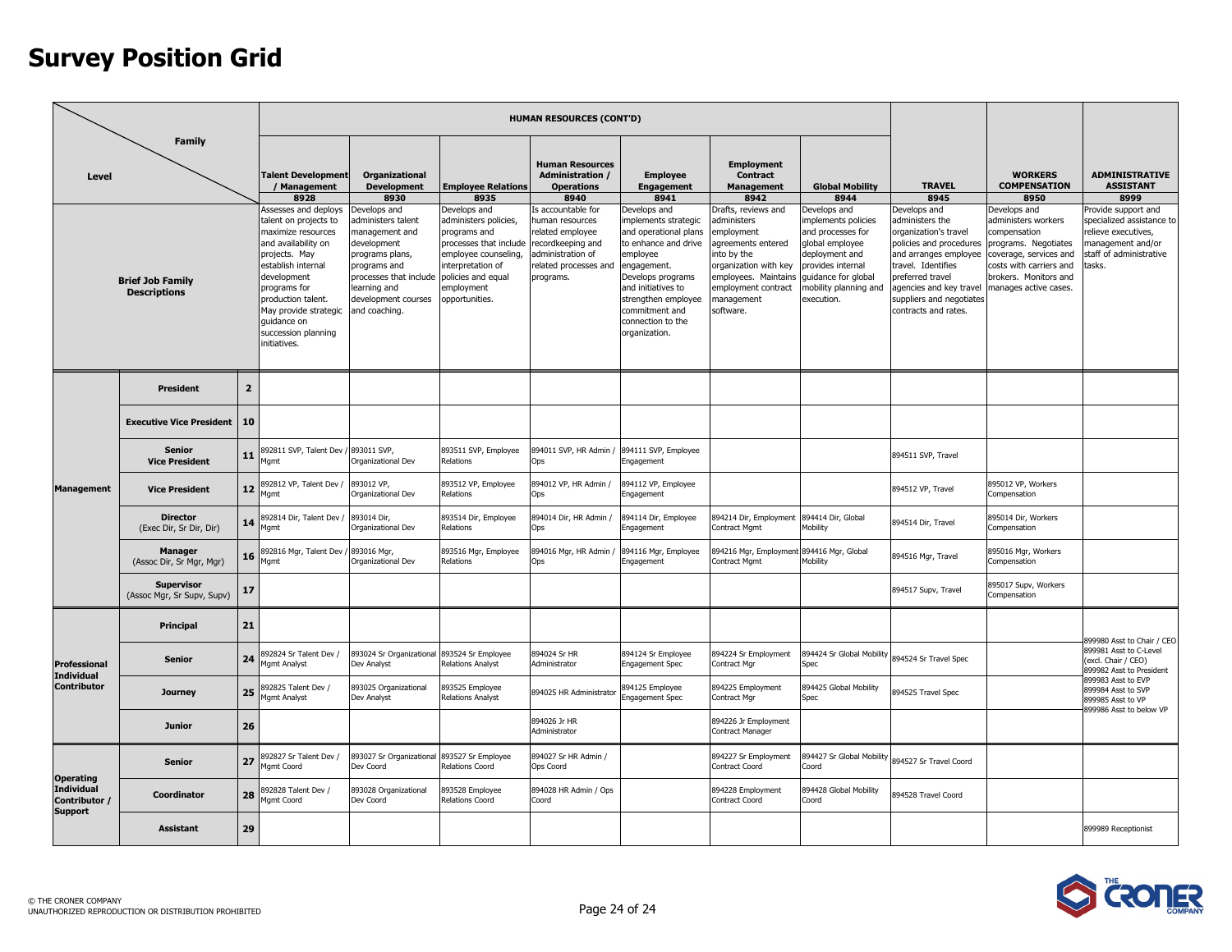# Survey Position Grid

| Level | | | HUMAN RESOURCES (CONT'D) | | | | | | | | TRAVEL | WORKERS COMPENSATION | ADMINISTRATIVE ASSISTANT |
|---|---|---|---|---|---|---|---|---|---|---|---|---|---|
| Family | | | Talent Development / Management 8928 | Organizational Development 8930 | Employee Relations 8935 | Human Resources Administration / Operations 8940 | Employee Engagement 8941 | Employment Contract Management 8942 | Global Mobility 8944 | | 8945 | 8950 | 8999 |
| Brief Job Family Descriptions | | | Assesses and deploys talent on projects to maximize resources and availability on projects. May establish internal development programs for production talent. May provide strategic guidance on succession planning initiatives. | Develops and administers talent management and development programs plans, programs and processes that include learning and development courses and coaching. | Develops and administers policies, programs and processes that include employee counseling, interpretation of policies and equal employment opportunities. | Is accountable for human resources related employee recordkeeping and administration of related processes and programs. | Develops and implements strategic and operational plans to enhance and drive employee engagement. Develops programs and initiatives to strengthen employee commitment and connection to the organization. | Drafts, reviews and administers employment agreements entered into by the organization with key employees. Maintains employment contract management software. | Develops and implements policies and processes for global employee deployment and provides internal guidance for global mobility planning and execution. | | Develops and administers the organization's travel policies and procedures and arranges employee travel. Identifies preferred travel agencies and key travel suppliers and negotiates contracts and rates. | Develops and administers workers compensation programs. Negotiates coverage, services and costs with carriers and brokers. Monitors and manages active cases. | Provide support and specialized assistance to relieve executives, management and/or staff of administrative tasks. |
| Management | President | 2 | | | | | | | | | | | |
| | Executive Vice President | 10 | | | | | | | | | | | |
| | Senior Vice President | 11 | 892811 SVP, Talent Dev / Mgmt | 893011 SVP, Organizational Dev | 893511 SVP, Employee Relations | 894011 SVP, HR Admin / Ops | 894111 SVP, Employee Engagement | | | | 894511 SVP, Travel | | |
| | Vice President | 12 | 892812 VP, Talent Dev / Mgmt | 893012 VP, Organizational Dev | 893512 VP, Employee Relations | 894012 VP, HR Admin / Ops | 894112 VP, Employee Engagement | | | | 894512 VP, Travel | 895012 VP, Workers Compensation | |
| | Director (Exec Dir, Sr Dir, Dir) | 14 | 892814 Dir, Talent Dev / Mgmt | 893014 Dir, Organizational Dev | 893514 Dir, Employee Relations | 894014 Dir, HR Admin / Ops | 894114 Dir, Employee Engagement | 894214 Dir, Employment Contract Mgmt | 894414 Dir, Global Mobility | | 894514 Dir, Travel | 895014 Dir, Workers Compensation | |
| | Manager (Assoc Dir, Sr Mgr, Mgr) | 16 | 892816 Mgr, Talent Dev / Mgmt | 893016 Mgr, Organizational Dev | 893516 Mgr, Employee Relations | 894016 Mgr, HR Admin / Ops | 894116 Mgr, Employee Engagement | 894216 Mgr, Employment Contract Mgmt | 894416 Mgr, Global Mobility | | 894516 Mgr, Travel | 895016 Mgr, Workers Compensation | |
| | Supervisor (Assoc Mgr, Sr Supv, Supv) | 17 | | | | | | | | | 894517 Supv, Travel | 895017 Supv, Workers Compensation | |
| Professional Individual Contributor | Principal | 21 | | | | | | | | | | | 899980 Asst to Chair / CEO<br>899981 Asst to C-Level (excl. Chair / CEO)<br>899982 Asst to President<br>899983 Asst to EVP<br>899984 Asst to SVP<br>899985 Asst to VP<br>899986 Asst to below VP |
| | Senior | 24 | 892824 Sr Talent Dev / Mgmt Analyst | 893024 Sr Organizational Dev Analyst | 893524 Sr Employee Relations Analyst | 894024 Sr HR Administrator | 894124 Sr Employee Engagement Spec | 894224 Sr Employment Contract Mgr | 894424 Sr Global Mobility Spec | | 894524 Sr Travel Spec | | |
| | Journey | 25 | 892825 Talent Dev / Mgmt Analyst | 893025 Organizational Dev Analyst | 893525 Employee Relations Analyst | 894025 HR Administrator | 894125 Employee Engagement Spec | 894225 Employment Contract Mgr | 894425 Global Mobility Spec | | 894525 Travel Spec | | |
| | Junior | 26 | | | | 894026 Jr HR Administrator | | 894226 Jr Employment Contract Manager | | | | | |
| Operating Individual Contributor / Support | Senior | 27 | 892827 Sr Talent Dev / Mgmt Coord | 893027 Sr Organizational Dev Coord | 893527 Sr Employee Relations Coord | 894027 Sr HR Admin / Ops Coord | | 894227 Sr Employment Contract Coord | 894427 Sr Global Mobility Coord | | 894527 Sr Travel Coord | | |
| | Coordinator | 28 | 892828 Talent Dev / Mgmt Coord | 893028 Organizational Dev Coord | 893528 Employee Relations Coord | 894028 HR Admin / Ops Coord | | 894228 Employment Contract Coord | 894428 Global Mobility Coord | | 894528 Travel Coord | | |
| | Assistant | 29 | | | | | | | | | | | 899989 Receptionist |

© THE CRONER COMPANY
UNAUTHORIZED REPRODUCTION OR DISTRIBUTION PROHIBITED